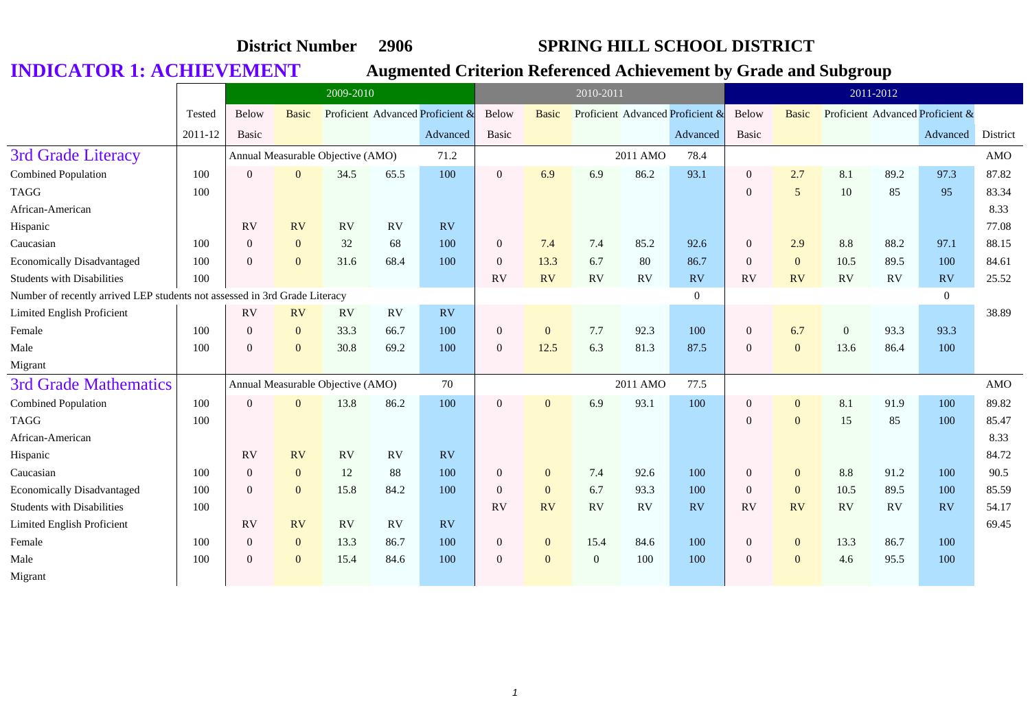**District Number 2906** **SPRING HILL SCHOOL DISTRICT**

# INDICATOR 1: ACHIEVEMENT

## Augmented Criterion Referenced Achievement by Grade and Subgroup

| | Tested | 2009-2010 | | | | | 2010-2011 | | | | | 2011-2012 | | | | | |
|---|---|---|---|---|---|---|---|---|---|---|---|---|---|---|---|---|---|
| | Tested 2011-12 | Below Basic | Basic | Proficient | Advanced | Proficient & Advanced | Below Basic | Basic | Proficient | Advanced | Proficient & Advanced | Below Basic | Basic | Proficient | Advanced | Proficient & Advanced | District |
| **3rd Grade Literacy** | | Annual Measurable Objective (AMO) | | | | 71.2 | | | | 2011 AMO | 78.4 | | | | | | AMO |
| Combined Population | 100 | 0 | 0 | 34.5 | 65.5 | 100 | 0 | 6.9 | 6.9 | 86.2 | 93.1 | 0 | 2.7 | 8.1 | 89.2 | 97.3 | 87.82 |
| TAGG | 100 | | | | | | | | | | | 0 | 5 | 10 | 85 | 95 | 83.34 |
| African-American | | | | | | | | | | | | | | | | | 8.33 |
| Hispanic | | RV | RV | RV | RV | RV | | | | | | | | | | | 77.08 |
| Caucasian | 100 | 0 | 0 | 32 | 68 | 100 | 0 | 7.4 | 7.4 | 85.2 | 92.6 | 0 | 2.9 | 8.8 | 88.2 | 97.1 | 88.15 |
| Economically Disadvantaged | 100 | 0 | 0 | 31.6 | 68.4 | 100 | 0 | 13.3 | 6.7 | 80 | 86.7 | 0 | 0 | 10.5 | 89.5 | 100 | 84.61 |
| Students with Disabilities | 100 | | | | | | RV | RV | RV | RV | RV | RV | RV | RV | RV | RV | 25.52 |
| Number of recently arrived LEP students not assessed in 3rd Grade Literacy | | | | | | | | | | | 0 | | | | | 0 | |
| Limited English Proficient | | RV | RV | RV | RV | RV | | | | | | | | | | | 38.89 |
| Female | 100 | 0 | 0 | 33.3 | 66.7 | 100 | 0 | 0 | 7.7 | 92.3 | 100 | 0 | 6.7 | 0 | 93.3 | 93.3 | |
| Male | 100 | 0 | 0 | 30.8 | 69.2 | 100 | 0 | 12.5 | 6.3 | 81.3 | 87.5 | 0 | 0 | 13.6 | 86.4 | 100 | |
| Migrant | | | | | | | | | | | | | | | | | |
| **3rd Grade Mathematics** | | Annual Measurable Objective (AMO) | | | | 70 | | | | 2011 AMO | 77.5 | | | | | | AMO |
| Combined Population | 100 | 0 | 0 | 13.8 | 86.2 | 100 | 0 | 0 | 6.9 | 93.1 | 100 | 0 | 0 | 8.1 | 91.9 | 100 | 89.82 |
| TAGG | 100 | | | | | | | | | | | 0 | 0 | 15 | 85 | 100 | 85.47 |
| African-American | | | | | | | | | | | | | | | | | 8.33 |
| Hispanic | | RV | RV | RV | RV | RV | | | | | | | | | | | 84.72 |
| Caucasian | 100 | 0 | 0 | 12 | 88 | 100 | 0 | 0 | 7.4 | 92.6 | 100 | 0 | 0 | 8.8 | 91.2 | 100 | 90.5 |
| Economically Disadvantaged | 100 | 0 | 0 | 15.8 | 84.2 | 100 | 0 | 0 | 6.7 | 93.3 | 100 | 0 | 0 | 10.5 | 89.5 | 100 | 85.59 |
| Students with Disabilities | 100 | | | | | | RV | RV | RV | RV | RV | RV | RV | RV | RV | RV | 54.17 |
| Limited English Proficient | | RV | RV | RV | RV | RV | | | | | | | | | | | 69.45 |
| Female | 100 | 0 | 0 | 13.3 | 86.7 | 100 | 0 | 0 | 15.4 | 84.6 | 100 | 0 | 0 | 13.3 | 86.7 | 100 | |
| Male | 100 | 0 | 0 | 15.4 | 84.6 | 100 | 0 | 0 | 0 | 100 | 100 | 0 | 0 | 4.6 | 95.5 | 100 | |
| Migrant | | | | | | | | | | | | | | | | | |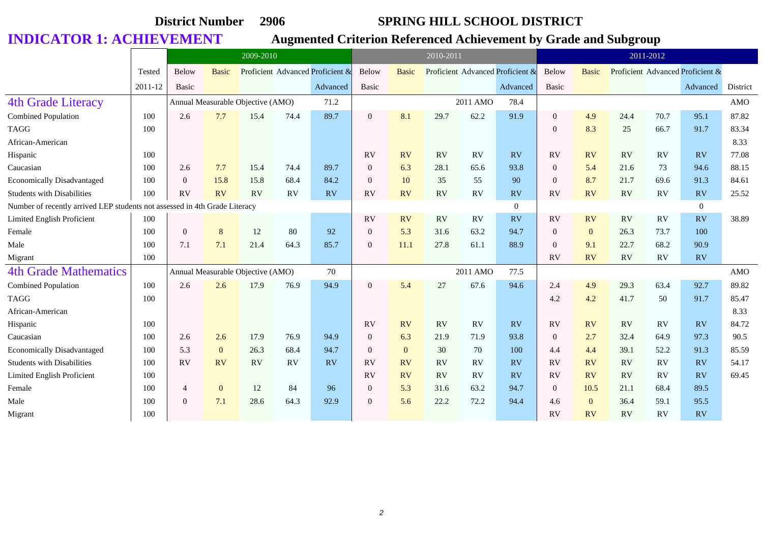**District Number 2906 SPRING HILL SCHOOL DISTRICT**

# INDICATOR 1: ACHIEVEMENT

## Augmented Criterion Referenced Achievement by Grade and Subgroup

| | Tested | 2009-2010 | | | | | 2010-2011 | | | | | 2011-2012 | | | | | |
|---|---|---|---|---|---|---|---|---|---|---|---|---|---|---|---|---|---|
| | 2011-12 | Below Basic | Basic | Proficient | Advanced | Proficient & Advanced | Below Basic | Basic | Proficient | Advanced | Proficient & Advanced | Below Basic | Basic | Proficient | Advanced | Proficient & Advanced | District |
| **4th Grade Literacy** | | Annual Measurable Objective (AMO) | | | | 71.2 | | | | 2011 AMO | 78.4 | | | | | | AMO |
| Combined Population | 100 | 2.6 | 7.7 | 15.4 | 74.4 | 89.7 | 0 | 8.1 | 29.7 | 62.2 | 91.9 | 0 | 4.9 | 24.4 | 70.7 | 95.1 | 87.82 |
| TAGG | 100 | | | | | | | | | | | 0 | 8.3 | 25 | 66.7 | 91.7 | 83.34 |
| African-American | | | | | | | | | | | | | | | | | 8.33 |
| Hispanic | 100 | | | | | | RV | RV | RV | RV | RV | RV | RV | RV | RV | RV | 77.08 |
| Caucasian | 100 | 2.6 | 7.7 | 15.4 | 74.4 | 89.7 | 0 | 6.3 | 28.1 | 65.6 | 93.8 | 0 | 5.4 | 21.6 | 73 | 94.6 | 88.15 |
| Economically Disadvantaged | 100 | 0 | 15.8 | 15.8 | 68.4 | 84.2 | 0 | 10 | 35 | 55 | 90 | 0 | 8.7 | 21.7 | 69.6 | 91.3 | 84.61 |
| Students with Disabilities | 100 | RV | RV | RV | RV | RV | RV | RV | RV | RV | RV | RV | RV | RV | RV | RV | 25.52 |
| Number of recently arrived LEP students not assessed in 4th Grade Literacy | | | | | | | | | | | 0 | | | | | 0 | |
| Limited English Proficient | 100 | | | | | | RV | RV | RV | RV | RV | RV | RV | RV | RV | RV | 38.89 |
| Female | 100 | 0 | 8 | 12 | 80 | 92 | 0 | 5.3 | 31.6 | 63.2 | 94.7 | 0 | 0 | 26.3 | 73.7 | 100 | |
| Male | 100 | 7.1 | 7.1 | 21.4 | 64.3 | 85.7 | 0 | 11.1 | 27.8 | 61.1 | 88.9 | 0 | 9.1 | 22.7 | 68.2 | 90.9 | |
| Migrant | 100 | | | | | | | | | | | RV | RV | RV | RV | RV | |
| **4th Grade Mathematics** | | Annual Measurable Objective (AMO) | | | | 70 | | | | 2011 AMO | 77.5 | | | | | | AMO |
| Combined Population | 100 | 2.6 | 2.6 | 17.9 | 76.9 | 94.9 | 0 | 5.4 | 27 | 67.6 | 94.6 | 2.4 | 4.9 | 29.3 | 63.4 | 92.7 | 89.82 |
| TAGG | 100 | | | | | | | | | | | 4.2 | 4.2 | 41.7 | 50 | 91.7 | 85.47 |
| African-American | | | | | | | | | | | | | | | | | 8.33 |
| Hispanic | 100 | | | | | | RV | RV | RV | RV | RV | RV | RV | RV | RV | RV | 84.72 |
| Caucasian | 100 | 2.6 | 2.6 | 17.9 | 76.9 | 94.9 | 0 | 6.3 | 21.9 | 71.9 | 93.8 | 0 | 2.7 | 32.4 | 64.9 | 97.3 | 90.5 |
| Economically Disadvantaged | 100 | 5.3 | 0 | 26.3 | 68.4 | 94.7 | 0 | 0 | 30 | 70 | 100 | 4.4 | 4.4 | 39.1 | 52.2 | 91.3 | 85.59 |
| Students with Disabilities | 100 | RV | RV | RV | RV | RV | RV | RV | RV | RV | RV | RV | RV | RV | RV | RV | 54.17 |
| Limited English Proficient | 100 | | | | | | RV | RV | RV | RV | RV | RV | RV | RV | RV | RV | 69.45 |
| Female | 100 | 4 | 0 | 12 | 84 | 96 | 0 | 5.3 | 31.6 | 63.2 | 94.7 | 0 | 10.5 | 21.1 | 68.4 | 89.5 | |
| Male | 100 | 0 | 7.1 | 28.6 | 64.3 | 92.9 | 0 | 5.6 | 22.2 | 72.2 | 94.4 | 4.6 | 0 | 36.4 | 59.1 | 95.5 | |
| Migrant | 100 | | | | | | | | | | | RV | RV | RV | RV | RV | |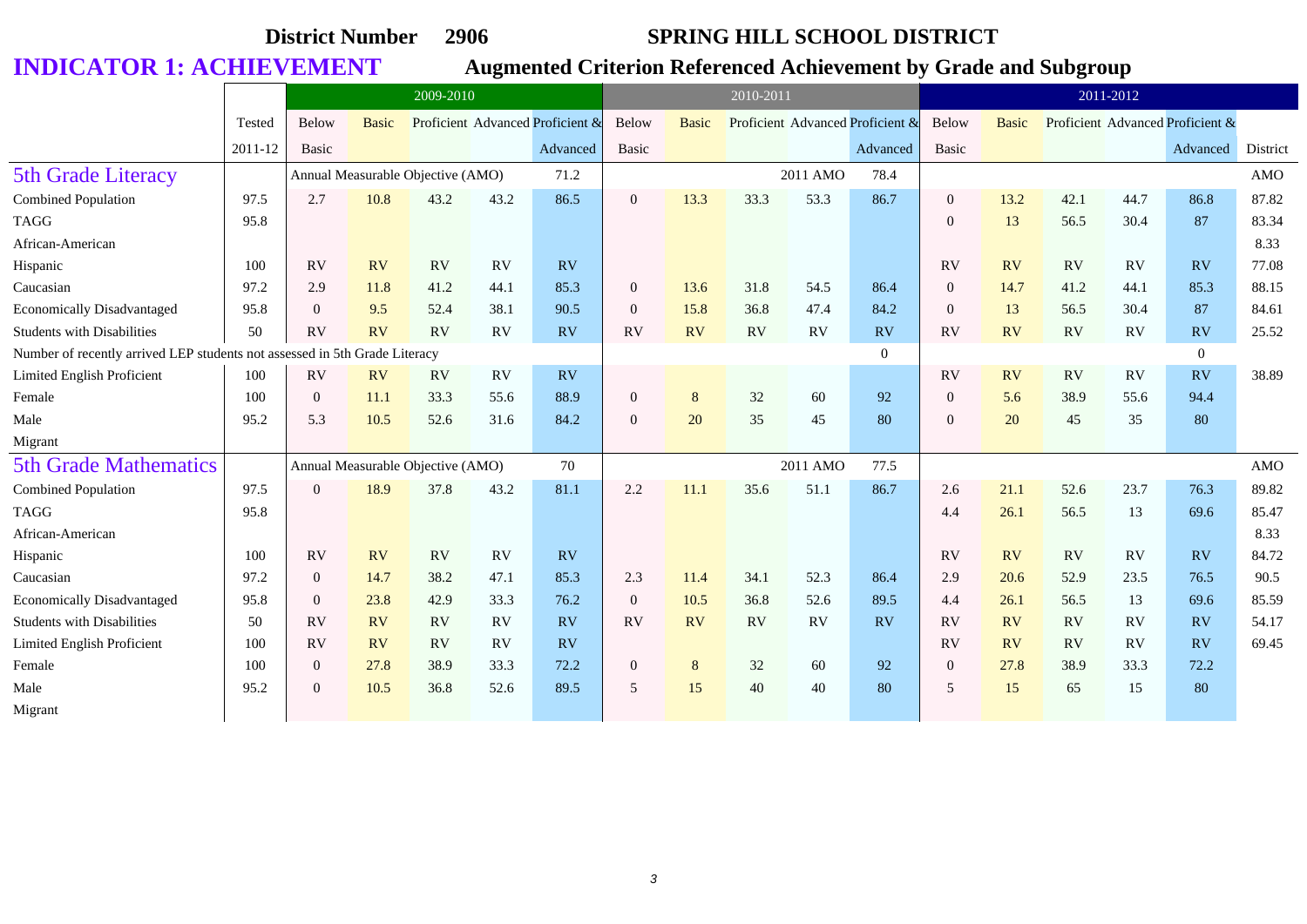**District Number 2906** **SPRING HILL SCHOOL DISTRICT**

# INDICATOR 1: ACHIEVEMENT

## Augmented Criterion Referenced Achievement by Grade and Subgroup

| | Tested | 2009-2010 | | | | | 2010-2011 | | | | | 2011-2012 | | | | | |
|---|---|---|---|---|---|---|---|---|---|---|---|---|---|---|---|---|---|
| | 2011-12 | Below Basic | Basic | Proficient | Advanced | Proficient & Advanced | Below Basic | Basic | Proficient | Advanced | Proficient & Advanced | Below Basic | Basic | Proficient | Advanced | Proficient & Advanced | District |
| **5th Grade Literacy** | | Annual Measurable Objective (AMO) | | | | 71.2 | | | | 2011 AMO | 78.4 | | | | | | AMO |
| Combined Population | 97.5 | 2.7 | 10.8 | 43.2 | 43.2 | 86.5 | 0 | 13.3 | 33.3 | 53.3 | 86.7 | 0 | 13.2 | 42.1 | 44.7 | 86.8 | 87.82 |
| TAGG | 95.8 | | | | | | | | | | | 0 | 13 | 56.5 | 30.4 | 87 | 83.34 |
| African-American | | | | | | | | | | | | | | | | | 8.33 |
| Hispanic | 100 | RV | RV | RV | RV | RV | | | | | | RV | RV | RV | RV | RV | 77.08 |
| Caucasian | 97.2 | 2.9 | 11.8 | 41.2 | 44.1 | 85.3 | 0 | 13.6 | 31.8 | 54.5 | 86.4 | 0 | 14.7 | 41.2 | 44.1 | 85.3 | 88.15 |
| Economically Disadvantaged | 95.8 | 0 | 9.5 | 52.4 | 38.1 | 90.5 | 0 | 15.8 | 36.8 | 47.4 | 84.2 | 0 | 13 | 56.5 | 30.4 | 87 | 84.61 |
| Students with Disabilities | 50 | RV | RV | RV | RV | RV | RV | RV | RV | RV | RV | RV | RV | RV | RV | RV | 25.52 |
| Number of recently arrived LEP students not assessed in 5th Grade Literacy | | | | | | | | | | | 0 | | | | | 0 | |
| Limited English Proficient | 100 | RV | RV | RV | RV | RV | | | | | | RV | RV | RV | RV | RV | 38.89 |
| Female | 100 | 0 | 11.1 | 33.3 | 55.6 | 88.9 | 0 | 8 | 32 | 60 | 92 | 0 | 5.6 | 38.9 | 55.6 | 94.4 | |
| Male | 95.2 | 5.3 | 10.5 | 52.6 | 31.6 | 84.2 | 0 | 20 | 35 | 45 | 80 | 0 | 20 | 45 | 35 | 80 | |
| Migrant | | | | | | | | | | | | | | | | | |
| **5th Grade Mathematics** | | Annual Measurable Objective (AMO) | | | | 70 | | | | 2011 AMO | 77.5 | | | | | | AMO |
| Combined Population | 97.5 | 0 | 18.9 | 37.8 | 43.2 | 81.1 | 2.2 | 11.1 | 35.6 | 51.1 | 86.7 | 2.6 | 21.1 | 52.6 | 23.7 | 76.3 | 89.82 |
| TAGG | 95.8 | | | | | | | | | | | 4.4 | 26.1 | 56.5 | 13 | 69.6 | 85.47 |
| African-American | | | | | | | | | | | | | | | | | 8.33 |
| Hispanic | 100 | RV | RV | RV | RV | RV | | | | | | RV | RV | RV | RV | RV | 84.72 |
| Caucasian | 97.2 | 0 | 14.7 | 38.2 | 47.1 | 85.3 | 2.3 | 11.4 | 34.1 | 52.3 | 86.4 | 2.9 | 20.6 | 52.9 | 23.5 | 76.5 | 90.5 |
| Economically Disadvantaged | 95.8 | 0 | 23.8 | 42.9 | 33.3 | 76.2 | 0 | 10.5 | 36.8 | 52.6 | 89.5 | 4.4 | 26.1 | 56.5 | 13 | 69.6 | 85.59 |
| Students with Disabilities | 50 | RV | RV | RV | RV | RV | RV | RV | RV | RV | RV | RV | RV | RV | RV | RV | 54.17 |
| Limited English Proficient | 100 | RV | RV | RV | RV | RV | | | | | | RV | RV | RV | RV | RV | 69.45 |
| Female | 100 | 0 | 27.8 | 38.9 | 33.3 | 72.2 | 0 | 8 | 32 | 60 | 92 | 0 | 27.8 | 38.9 | 33.3 | 72.2 | |
| Male | 95.2 | 0 | 10.5 | 36.8 | 52.6 | 89.5 | 5 | 15 | 40 | 40 | 80 | 5 | 15 | 65 | 15 | 80 | |
| Migrant | | | | | | | | | | | | | | | | | |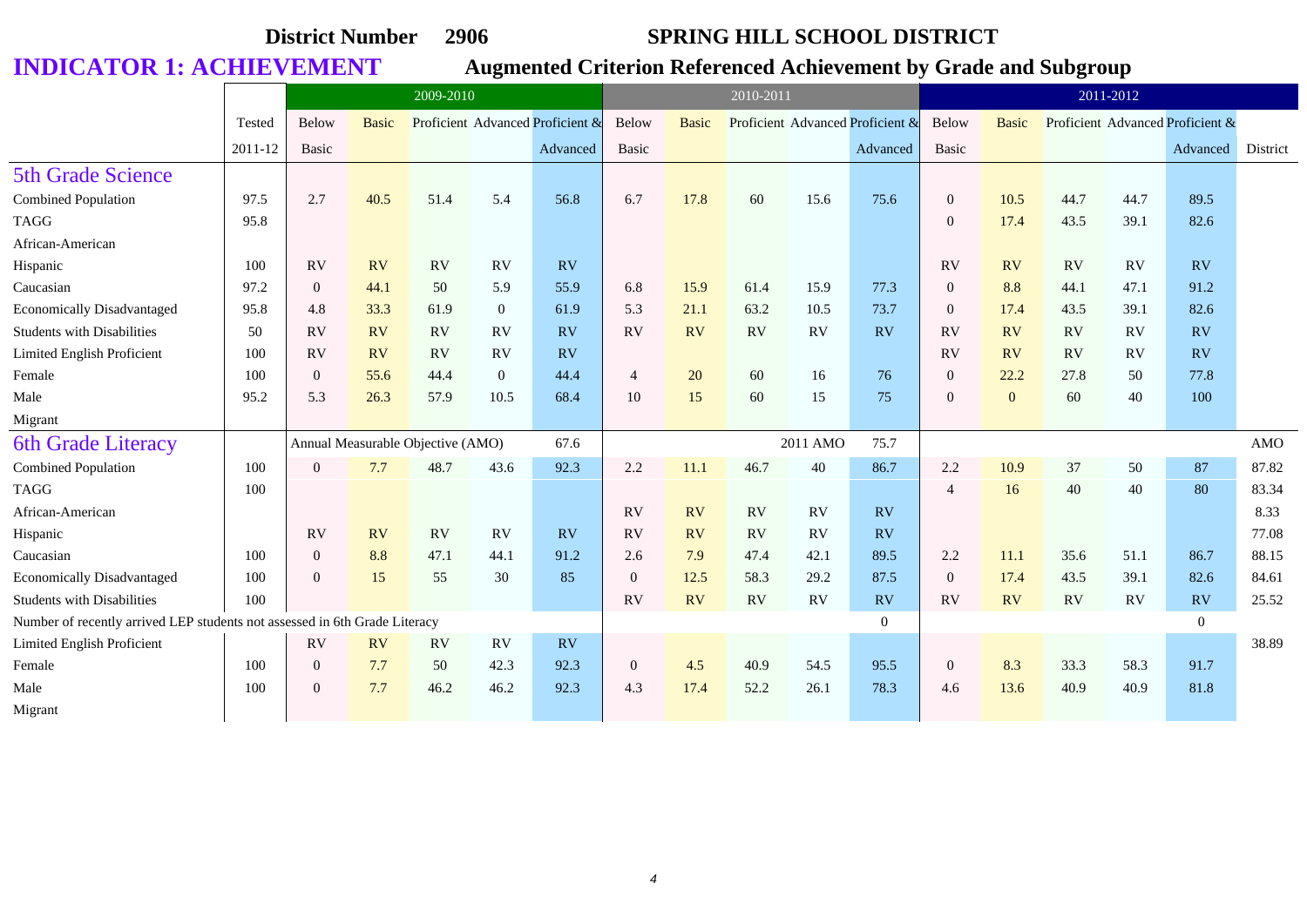District Number 2906 **SPRING HILL SCHOOL DISTRICT**

# INDICATOR 1: ACHIEVEMENT

## Augmented Criterion Referenced Achievement by Grade and Subgroup

| | Tested | 2009-2010 | | | | | 2010-2011 | | | | | 2011-2012 | | | | | |
|---|---|---|---|---|---|---|---|---|---|---|---|---|---|---|---|---|---|
| | 2011-12 | Below Basic | Basic | Proficient | Advanced | Proficient & Advanced | Below Basic | Basic | Proficient | Advanced | Proficient & Advanced | Below Basic | Basic | Proficient | Advanced | Proficient & Advanced | District |
| **5th Grade Science** | | | | | | | | | | | | | | | | | |
| Combined Population | 97.5 | 2.7 | 40.5 | 51.4 | 5.4 | 56.8 | 6.7 | 17.8 | 60 | 15.6 | 75.6 | 0 | 10.5 | 44.7 | 44.7 | 89.5 | |
| TAGG | 95.8 | | | | | | | | | | | 0 | 17.4 | 43.5 | 39.1 | 82.6 | |
| African-American | | | | | | | | | | | | | | | | | |
| Hispanic | 100 | RV | RV | RV | RV | RV | | | | | | RV | RV | RV | RV | RV | |
| Caucasian | 97.2 | 0 | 44.1 | 50 | 5.9 | 55.9 | 6.8 | 15.9 | 61.4 | 15.9 | 77.3 | 0 | 8.8 | 44.1 | 47.1 | 91.2 | |
| Economically Disadvantaged | 95.8 | 4.8 | 33.3 | 61.9 | 0 | 61.9 | 5.3 | 21.1 | 63.2 | 10.5 | 73.7 | 0 | 17.4 | 43.5 | 39.1 | 82.6 | |
| Students with Disabilities | 50 | RV | RV | RV | RV | RV | RV | RV | RV | RV | RV | RV | RV | RV | RV | RV | |
| Limited English Proficient | 100 | RV | RV | RV | RV | RV | | | | | | RV | RV | RV | RV | RV | |
| Female | 100 | 0 | 55.6 | 44.4 | 0 | 44.4 | 4 | 20 | 60 | 16 | 76 | 0 | 22.2 | 27.8 | 50 | 77.8 | |
| Male | 95.2 | 5.3 | 26.3 | 57.9 | 10.5 | 68.4 | 10 | 15 | 60 | 15 | 75 | 0 | 0 | 60 | 40 | 100 | |
| Migrant | | | | | | | | | | | | | | | | | |
| **6th Grade Literacy** | | Annual Measurable Objective (AMO) | | | | 67.6 | | | | 2011 AMO | 75.7 | | | | | | AMO |
| Combined Population | 100 | 0 | 7.7 | 48.7 | 43.6 | 92.3 | 2.2 | 11.1 | 46.7 | 40 | 86.7 | 2.2 | 10.9 | 37 | 50 | 87 | 87.82 |
| TAGG | 100 | | | | | | | | | | | 4 | 16 | 40 | 40 | 80 | 83.34 |
| African-American | | | | | | | RV | RV | RV | RV | RV | | | | | | 8.33 |
| Hispanic | | RV | RV | RV | RV | RV | RV | RV | RV | RV | RV | | | | | | 77.08 |
| Caucasian | 100 | 0 | 8.8 | 47.1 | 44.1 | 91.2 | 2.6 | 7.9 | 47.4 | 42.1 | 89.5 | 2.2 | 11.1 | 35.6 | 51.1 | 86.7 | 88.15 |
| Economically Disadvantaged | 100 | 0 | 15 | 55 | 30 | 85 | 0 | 12.5 | 58.3 | 29.2 | 87.5 | 0 | 17.4 | 43.5 | 39.1 | 82.6 | 84.61 |
| Students with Disabilities | 100 | | | | | | RV | RV | RV | RV | RV | RV | RV | RV | RV | RV | 25.52 |
| Number of recently arrived LEP students not assessed in 6th Grade Literacy | | | | | | | | | | | 0 | | | | | 0 | |
| Limited English Proficient | | RV | RV | RV | RV | RV | | | | | | | | | | | 38.89 |
| Female | 100 | 0 | 7.7 | 50 | 42.3 | 92.3 | 0 | 4.5 | 40.9 | 54.5 | 95.5 | 0 | 8.3 | 33.3 | 58.3 | 91.7 | |
| Male | 100 | 0 | 7.7 | 46.2 | 46.2 | 92.3 | 4.3 | 17.4 | 52.2 | 26.1 | 78.3 | 4.6 | 13.6 | 40.9 | 40.9 | 81.8 | |
| Migrant | | | | | | | | | | | | | | | | | |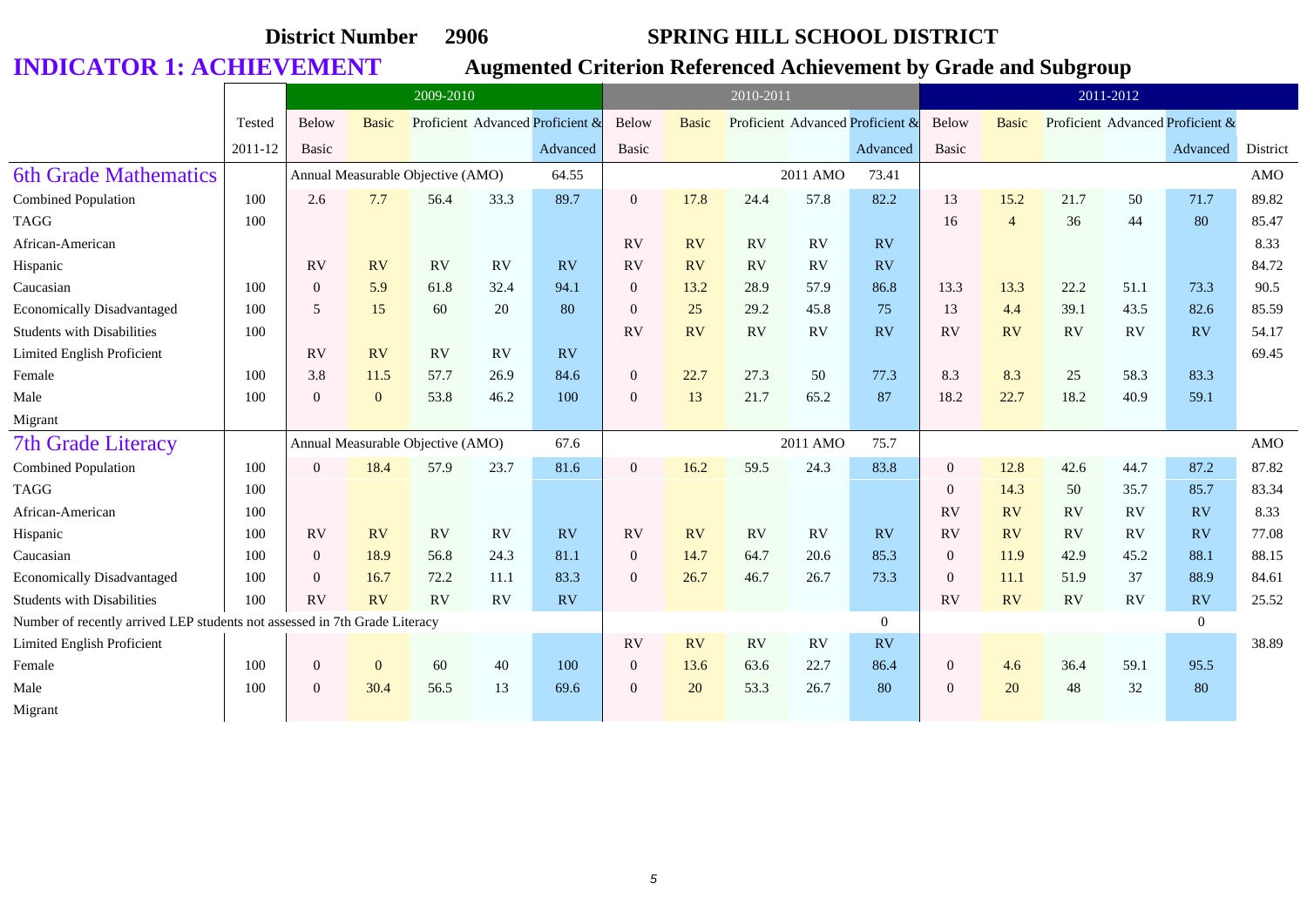**District Number 2906 SPRING HILL SCHOOL DISTRICT**

# INDICATOR 1: ACHIEVEMENT

## Augmented Criterion Referenced Achievement by Grade and Subgroup

| | Tested | 2009-2010 | | | | | 2010-2011 | | | | | 2011-2012 | | | | | |
|---|---|---|---|---|---|---|---|---|---|---|---|---|---|---|---|---|---|
| | 2011-12 | Below Basic | Basic | Proficient | Advanced | Proficient & Advanced | Below Basic | Basic | Proficient | Advanced | Proficient & Advanced | Below Basic | Basic | Proficient | Advanced | Proficient & Advanced | District |
| **6th Grade Mathematics** | | Annual Measurable Objective (AMO) | | | | 64.55 | | | | 2011 AMO | 73.41 | | | | | | AMO |
| Combined Population | 100 | 2.6 | 7.7 | 56.4 | 33.3 | 89.7 | 0 | 17.8 | 24.4 | 57.8 | 82.2 | 13 | 15.2 | 21.7 | 50 | 71.7 | 89.82 |
| TAGG | 100 | | | | | | | | | | | 16 | 4 | 36 | 44 | 80 | 85.47 |
| African-American | | | | | | | RV | RV | RV | RV | RV | | | | | | 8.33 |
| Hispanic | | RV | RV | RV | RV | RV | RV | RV | RV | RV | RV | | | | | | 84.72 |
| Caucasian | 100 | 0 | 5.9 | 61.8 | 32.4 | 94.1 | 0 | 13.2 | 28.9 | 57.9 | 86.8 | 13.3 | 13.3 | 22.2 | 51.1 | 73.3 | 90.5 |
| Economically Disadvantaged | 100 | 5 | 15 | 60 | 20 | 80 | 0 | 25 | 29.2 | 45.8 | 75 | 13 | 4.4 | 39.1 | 43.5 | 82.6 | 85.59 |
| Students with Disabilities | 100 | | | | | | RV | RV | RV | RV | RV | RV | RV | RV | RV | RV | 54.17 |
| Limited English Proficient | | RV | RV | RV | RV | RV | | | | | | | | | | | 69.45 |
| Female | 100 | 3.8 | 11.5 | 57.7 | 26.9 | 84.6 | 0 | 22.7 | 27.3 | 50 | 77.3 | 8.3 | 8.3 | 25 | 58.3 | 83.3 | |
| Male | 100 | 0 | 0 | 53.8 | 46.2 | 100 | 0 | 13 | 21.7 | 65.2 | 87 | 18.2 | 22.7 | 18.2 | 40.9 | 59.1 | |
| Migrant | | | | | | | | | | | | | | | | | |
| **7th Grade Literacy** | | Annual Measurable Objective (AMO) | | | | 67.6 | | | | 2011 AMO | 75.7 | | | | | | AMO |
| Combined Population | 100 | 0 | 18.4 | 57.9 | 23.7 | 81.6 | 0 | 16.2 | 59.5 | 24.3 | 83.8 | 0 | 12.8 | 42.6 | 44.7 | 87.2 | 87.82 |
| TAGG | 100 | | | | | | | | | | | 0 | 14.3 | 50 | 35.7 | 85.7 | 83.34 |
| African-American | 100 | | | | | | | | | | | RV | RV | RV | RV | RV | 8.33 |
| Hispanic | 100 | RV | RV | RV | RV | RV | RV | RV | RV | RV | RV | RV | RV | RV | RV | RV | 77.08 |
| Caucasian | 100 | 0 | 18.9 | 56.8 | 24.3 | 81.1 | 0 | 14.7 | 64.7 | 20.6 | 85.3 | 0 | 11.9 | 42.9 | 45.2 | 88.1 | 88.15 |
| Economically Disadvantaged | 100 | 0 | 16.7 | 72.2 | 11.1 | 83.3 | 0 | 26.7 | 46.7 | 26.7 | 73.3 | 0 | 11.1 | 51.9 | 37 | 88.9 | 84.61 |
| Students with Disabilities | 100 | RV | RV | RV | RV | RV | | | | | | RV | RV | RV | RV | RV | 25.52 |
| Number of recently arrived LEP students not assessed in 7th Grade Literacy | | | | | | | | | | | 0 | | | | | 0 | |
| Limited English Proficient | | | | | | | RV | RV | RV | RV | RV | | | | | | 38.89 |
| Female | 100 | 0 | 0 | 60 | 40 | 100 | 0 | 13.6 | 63.6 | 22.7 | 86.4 | 0 | 4.6 | 36.4 | 59.1 | 95.5 | |
| Male | 100 | 0 | 30.4 | 56.5 | 13 | 69.6 | 0 | 20 | 53.3 | 26.7 | 80 | 0 | 20 | 48 | 32 | 80 | |
| Migrant | | | | | | | | | | | | | | | | | |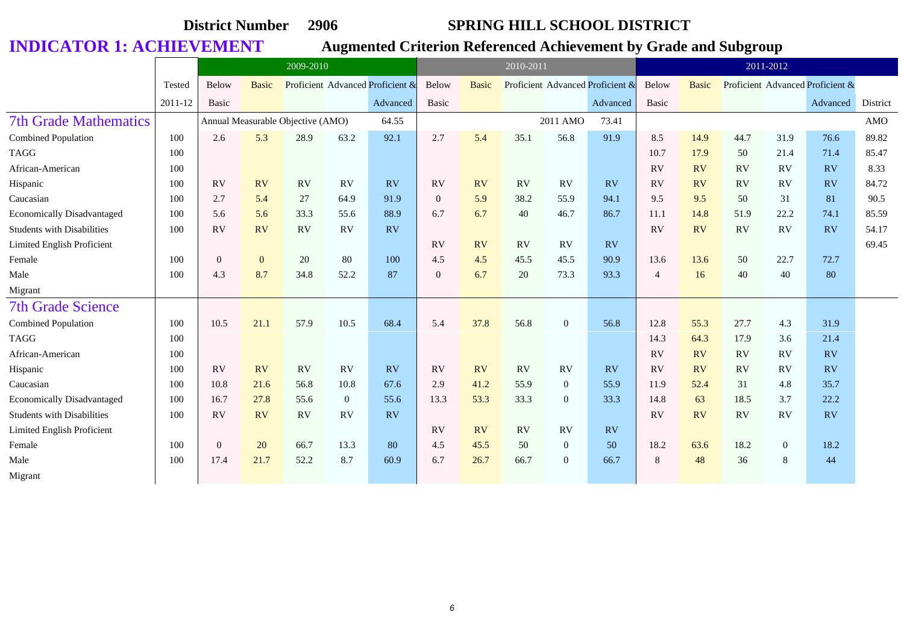**District Number 2906** **SPRING HILL SCHOOL DISTRICT**

# INDICATOR 1: ACHIEVEMENT

## Augmented Criterion Referenced Achievement by Grade and Subgroup

| | Tested | 2009-2010 | | | | | 2010-2011 | | | | | 2011-2012 | | | | | |
|---|---|---|---|---|---|---|---|---|---|---|---|---|---|---|---|---|---|
| | Tested 2011-12 | Below Basic | Basic | Proficient | Advanced | Proficient & Advanced | Below Basic | Basic | Proficient | Advanced | Proficient & Advanced | Below Basic | Basic | Proficient | Advanced | Proficient & Advanced | District AMO |
| **7th Grade Mathematics** | | Annual Measurable Objective (AMO) | | | | 64.55 | | | | 2011 AMO | 73.41 | | | | | | |
| Combined Population | 100 | 2.6 | 5.3 | 28.9 | 63.2 | 92.1 | 2.7 | 5.4 | 35.1 | 56.8 | 91.9 | 8.5 | 14.9 | 44.7 | 31.9 | 76.6 | 89.82 |
| TAGG | 100 | | | | | | | | | | | 10.7 | 17.9 | 50 | 21.4 | 71.4 | 85.47 |
| African-American | 100 | | | | | | | | | | | RV | RV | RV | RV | RV | 8.33 |
| Hispanic | 100 | RV | RV | RV | RV | RV | RV | RV | RV | RV | RV | RV | RV | RV | RV | RV | 84.72 |
| Caucasian | 100 | 2.7 | 5.4 | 27 | 64.9 | 91.9 | 0 | 5.9 | 38.2 | 55.9 | 94.1 | 9.5 | 9.5 | 50 | 31 | 81 | 90.5 |
| Economically Disadvantaged | 100 | 5.6 | 5.6 | 33.3 | 55.6 | 88.9 | 6.7 | 6.7 | 40 | 46.7 | 86.7 | 11.1 | 14.8 | 51.9 | 22.2 | 74.1 | 85.59 |
| Students with Disabilities | 100 | RV | RV | RV | RV | RV | | | | | | RV | RV | RV | RV | RV | 54.17 |
| Limited English Proficient | | | | | | | RV | RV | RV | RV | RV | | | | | | 69.45 |
| Female | 100 | 0 | 0 | 20 | 80 | 100 | 4.5 | 4.5 | 45.5 | 45.5 | 90.9 | 13.6 | 13.6 | 50 | 22.7 | 72.7 | |
| Male | 100 | 4.3 | 8.7 | 34.8 | 52.2 | 87 | 0 | 6.7 | 20 | 73.3 | 93.3 | 4 | 16 | 40 | 40 | 80 | |
| Migrant | | | | | | | | | | | | | | | | | |
| **7th Grade Science** | | | | | | | | | | | | | | | | | |
| Combined Population | 100 | 10.5 | 21.1 | 57.9 | 10.5 | 68.4 | 5.4 | 37.8 | 56.8 | 0 | 56.8 | 12.8 | 55.3 | 27.7 | 4.3 | 31.9 | |
| TAGG | 100 | | | | | | | | | | | 14.3 | 64.3 | 17.9 | 3.6 | 21.4 | |
| African-American | 100 | | | | | | | | | | | RV | RV | RV | RV | RV | |
| Hispanic | 100 | RV | RV | RV | RV | RV | RV | RV | RV | RV | RV | RV | RV | RV | RV | RV | |
| Caucasian | 100 | 10.8 | 21.6 | 56.8 | 10.8 | 67.6 | 2.9 | 41.2 | 55.9 | 0 | 55.9 | 11.9 | 52.4 | 31 | 4.8 | 35.7 | |
| Economically Disadvantaged | 100 | 16.7 | 27.8 | 55.6 | 0 | 55.6 | 13.3 | 53.3 | 33.3 | 0 | 33.3 | 14.8 | 63 | 18.5 | 3.7 | 22.2 | |
| Students with Disabilities | 100 | RV | RV | RV | RV | RV | | | | | | RV | RV | RV | RV | RV | |
| Limited English Proficient | | | | | | | RV | RV | RV | RV | RV | | | | | | |
| Female | 100 | 0 | 20 | 66.7 | 13.3 | 80 | 4.5 | 45.5 | 50 | 0 | 50 | 18.2 | 63.6 | 18.2 | 0 | 18.2 | |
| Male | 100 | 17.4 | 21.7 | 52.2 | 8.7 | 60.9 | 6.7 | 26.7 | 66.7 | 0 | 66.7 | 8 | 48 | 36 | 8 | 44 | |
| Migrant | | | | | | | | | | | | | | | | | |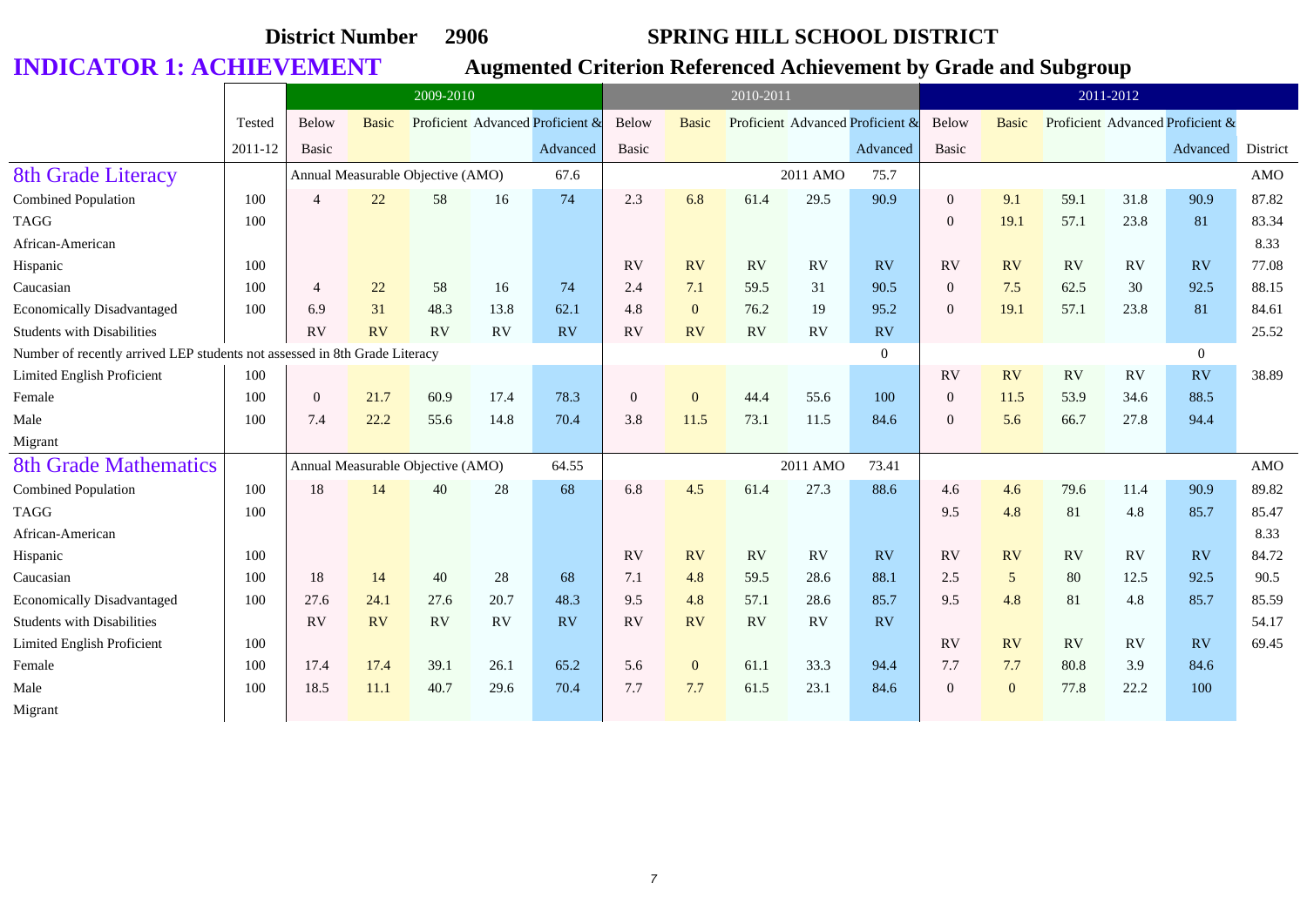District Number 2906 SPRING HILL SCHOOL DISTRICT

# INDICATOR 1: ACHIEVEMENT

## Augmented Criterion Referenced Achievement by Grade and Subgroup

| | Tested | 2009-2010 | | | | | 2010-2011 | | | | | 2011-2012 | | | | | |
|---|---|---|---|---|---|---|---|---|---|---|---|---|---|---|---|---|---|
| | 2011-12 | Below Basic | Basic | Proficient | Advanced | Proficient & Advanced | Below Basic | Basic | Proficient | Advanced | Proficient & Advanced | Below Basic | Basic | Proficient | Advanced | Proficient & Advanced | District |
| **8th Grade Literacy** | | Annual Measurable Objective (AMO) | | | | 67.6 | | | | 2011 AMO | 75.7 | | | | | | AMO |
| Combined Population | 100 | 4 | 22 | 58 | 16 | 74 | 2.3 | 6.8 | 61.4 | 29.5 | 90.9 | 0 | 9.1 | 59.1 | 31.8 | 90.9 | 87.82 |
| TAGG | 100 | | | | | | | | | | | 0 | 19.1 | 57.1 | 23.8 | 81 | 83.34 |
| African-American | | | | | | | | | | | | | | | | | 8.33 |
| Hispanic | 100 | | | | | | RV | RV | RV | RV | RV | RV | RV | RV | RV | RV | 77.08 |
| Caucasian | 100 | 4 | 22 | 58 | 16 | 74 | 2.4 | 7.1 | 59.5 | 31 | 90.5 | 0 | 7.5 | 62.5 | 30 | 92.5 | 88.15 |
| Economically Disadvantaged | 100 | 6.9 | 31 | 48.3 | 13.8 | 62.1 | 4.8 | 0 | 76.2 | 19 | 95.2 | 0 | 19.1 | 57.1 | 23.8 | 81 | 84.61 |
| Students with Disabilities | | RV | RV | RV | RV | RV | RV | RV | RV | RV | RV | | | | | | 25.52 |
| Number of recently arrived LEP students not assessed in 8th Grade Literacy | | | | | | | | | | | 0 | | | | | 0 | |
| Limited English Proficient | 100 | | | | | | | | | | | RV | RV | RV | RV | RV | 38.89 |
| Female | 100 | 0 | 21.7 | 60.9 | 17.4 | 78.3 | 0 | 0 | 44.4 | 55.6 | 100 | 0 | 11.5 | 53.9 | 34.6 | 88.5 | |
| Male | 100 | 7.4 | 22.2 | 55.6 | 14.8 | 70.4 | 3.8 | 11.5 | 73.1 | 11.5 | 84.6 | 0 | 5.6 | 66.7 | 27.8 | 94.4 | |
| Migrant | | | | | | | | | | | | | | | | | |
| **8th Grade Mathematics** | | Annual Measurable Objective (AMO) | | | | 64.55 | | | | 2011 AMO | 73.41 | | | | | | AMO |
| Combined Population | 100 | 18 | 14 | 40 | 28 | 68 | 6.8 | 4.5 | 61.4 | 27.3 | 88.6 | 4.6 | 4.6 | 79.6 | 11.4 | 90.9 | 89.82 |
| TAGG | 100 | | | | | | | | | | | 9.5 | 4.8 | 81 | 4.8 | 85.7 | 85.47 |
| African-American | | | | | | | | | | | | | | | | | 8.33 |
| Hispanic | 100 | | | | | | RV | RV | RV | RV | RV | RV | RV | RV | RV | RV | 84.72 |
| Caucasian | 100 | 18 | 14 | 40 | 28 | 68 | 7.1 | 4.8 | 59.5 | 28.6 | 88.1 | 2.5 | 5 | 80 | 12.5 | 92.5 | 90.5 |
| Economically Disadvantaged | 100 | 27.6 | 24.1 | 27.6 | 20.7 | 48.3 | 9.5 | 4.8 | 57.1 | 28.6 | 85.7 | 9.5 | 4.8 | 81 | 4.8 | 85.7 | 85.59 |
| Students with Disabilities | | RV | RV | RV | RV | RV | RV | RV | RV | RV | RV | | | | | | 54.17 |
| Limited English Proficient | 100 | | | | | | | | | | | RV | RV | RV | RV | RV | 69.45 |
| Female | 100 | 17.4 | 17.4 | 39.1 | 26.1 | 65.2 | 5.6 | 0 | 61.1 | 33.3 | 94.4 | 7.7 | 7.7 | 80.8 | 3.9 | 84.6 | |
| Male | 100 | 18.5 | 11.1 | 40.7 | 29.6 | 70.4 | 7.7 | 7.7 | 61.5 | 23.1 | 84.6 | 0 | 0 | 77.8 | 22.2 | 100 | |
| Migrant | | | | | | | | | | | | | | | | | |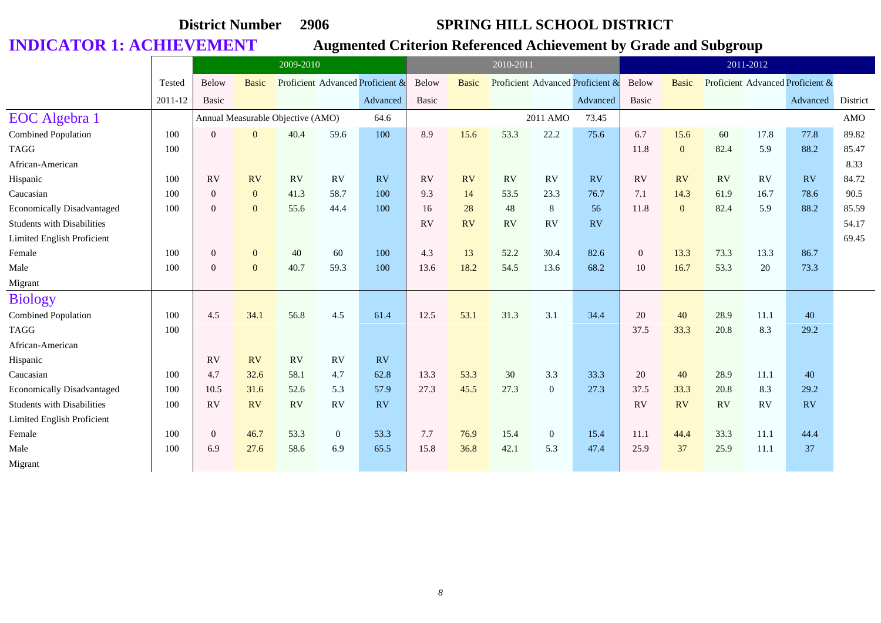District Number **2906** **SPRING HILL SCHOOL DISTRICT**

# INDICATOR 1: ACHIEVEMENT

## Augmented Criterion Referenced Achievement by Grade and Subgroup

| | Tested | 2009-2010 | | | | | 2010-2011 | | | | | 2011-2012 | | | | | |
|---|---|---|---|---|---|---|---|---|---|---|---|---|---|---|---|---|---|
| | 2011-12 | Below Basic | Basic | Proficient | Advanced | Proficient & Advanced | Below Basic | Basic | Proficient | Advanced | Proficient & Advanced | Below Basic | Basic | Proficient | Advanced | Proficient & Advanced | District |
| **EOC Algebra 1** | | Annual Measurable Objective (AMO) | | | | 64.6 | | | | 2011 AMO | 73.45 | | | | | | AMO |
| Combined Population | 100 | 0 | 0 | 40.4 | 59.6 | 100 | 8.9 | 15.6 | 53.3 | 22.2 | 75.6 | 6.7 | 15.6 | 60 | 17.8 | 77.8 | 89.82 |
| TAGG | 100 | | | | | | | | | | | 11.8 | 0 | 82.4 | 5.9 | 88.2 | 85.47 |
| African-American | | | | | | | | | | | | | | | | | 8.33 |
| Hispanic | 100 | RV | RV | RV | RV | RV | RV | RV | RV | RV | RV | RV | RV | RV | RV | RV | 84.72 |
| Caucasian | 100 | 0 | 0 | 41.3 | 58.7 | 100 | 9.3 | 14 | 53.5 | 23.3 | 76.7 | 7.1 | 14.3 | 61.9 | 16.7 | 78.6 | 90.5 |
| Economically Disadvantaged | 100 | 0 | 0 | 55.6 | 44.4 | 100 | 16 | 28 | 48 | 8 | 56 | 11.8 | 0 | 82.4 | 5.9 | 88.2 | 85.59 |
| Students with Disabilities | | | | | | | RV | RV | RV | RV | RV | | | | | | 54.17 |
| Limited English Proficient | | | | | | | | | | | | | | | | | 69.45 |
| Female | 100 | 0 | 0 | 40 | 60 | 100 | 4.3 | 13 | 52.2 | 30.4 | 82.6 | 0 | 13.3 | 73.3 | 13.3 | 86.7 | |
| Male | 100 | 0 | 0 | 40.7 | 59.3 | 100 | 13.6 | 18.2 | 54.5 | 13.6 | 68.2 | 10 | 16.7 | 53.3 | 20 | 73.3 | |
| Migrant | | | | | | | | | | | | | | | | | |
| **Biology** | | | | | | | | | | | | | | | | | |
| Combined Population | 100 | 4.5 | 34.1 | 56.8 | 4.5 | 61.4 | 12.5 | 53.1 | 31.3 | 3.1 | 34.4 | 20 | 40 | 28.9 | 11.1 | 40 | |
| TAGG | 100 | | | | | | | | | | | 37.5 | 33.3 | 20.8 | 8.3 | 29.2 | |
| African-American | | | | | | | | | | | | | | | | | |
| Hispanic | | RV | RV | RV | RV | RV | | | | | | | | | | | |
| Caucasian | 100 | 4.7 | 32.6 | 58.1 | 4.7 | 62.8 | 13.3 | 53.3 | 30 | 3.3 | 33.3 | 20 | 40 | 28.9 | 11.1 | 40 | |
| Economically Disadvantaged | 100 | 10.5 | 31.6 | 52.6 | 5.3 | 57.9 | 27.3 | 45.5 | 27.3 | 0 | 27.3 | 37.5 | 33.3 | 20.8 | 8.3 | 29.2 | |
| Students with Disabilities | 100 | RV | RV | RV | RV | RV | | | | | | RV | RV | RV | RV | RV | |
| Limited English Proficient | | | | | | | | | | | | | | | | | |
| Female | 100 | 0 | 46.7 | 53.3 | 0 | 53.3 | 7.7 | 76.9 | 15.4 | 0 | 15.4 | 11.1 | 44.4 | 33.3 | 11.1 | 44.4 | |
| Male | 100 | 6.9 | 27.6 | 58.6 | 6.9 | 65.5 | 15.8 | 36.8 | 42.1 | 5.3 | 47.4 | 25.9 | 37 | 25.9 | 11.1 | 37 | |
| Migrant | | | | | | | | | | | | | | | | | |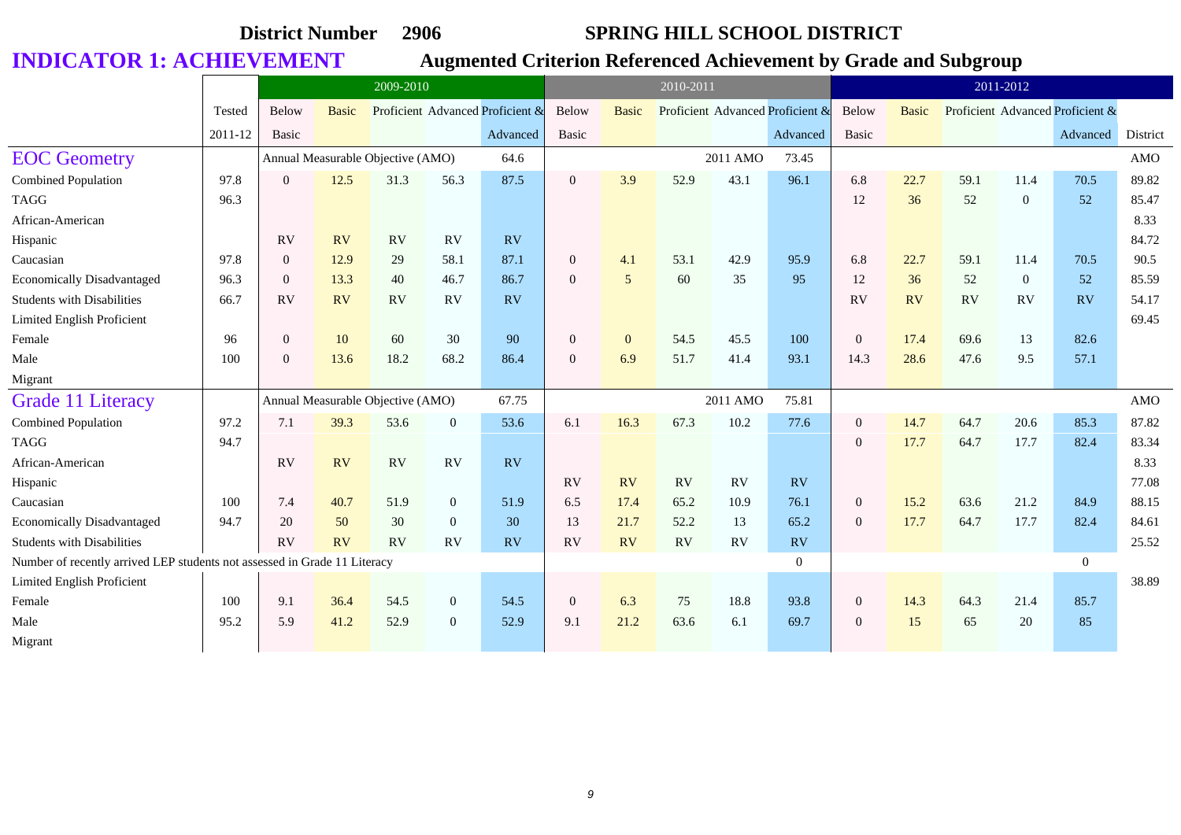District Number 2906 SPRING HILL SCHOOL DISTRICT

# INDICATOR 1: ACHIEVEMENT

## Augmented Criterion Referenced Achievement by Grade and Subgroup

| | Tested | 2009-2010 | | | | | 2010-2011 | | | | | 2011-2012 | | | | | |
|---|---|---|---|---|---|---|---|---|---|---|---|---|---|---|---|---|---|
| | Tested 2011-12 | Below Basic | Basic | Proficient | Advanced | Proficient & Advanced | Below Basic | Basic | Proficient | Advanced | Proficient & Advanced | Below Basic | Basic | Proficient | Advanced | Proficient & Advanced | District |
| **EOC Geometry** | | Annual Measurable Objective (AMO) | | | | 64.6 | | | | 2011 AMO | 73.45 | | | | | | AMO |
| Combined Population | 97.8 | 0 | 12.5 | 31.3 | 56.3 | 87.5 | 0 | 3.9 | 52.9 | 43.1 | 96.1 | 6.8 | 22.7 | 59.1 | 11.4 | 70.5 | 89.82 |
| TAGG | 96.3 | | | | | | | | | | | 12 | 36 | 52 | 0 | 52 | 85.47 |
| African-American | | | | | | | | | | | | | | | | | 8.33 |
| Hispanic | | RV | RV | RV | RV | RV | | | | | | | | | | | 84.72 |
| Caucasian | 97.8 | 0 | 12.9 | 29 | 58.1 | 87.1 | 0 | 4.1 | 53.1 | 42.9 | 95.9 | 6.8 | 22.7 | 59.1 | 11.4 | 70.5 | 90.5 |
| Economically Disadvantaged | 96.3 | 0 | 13.3 | 40 | 46.7 | 86.7 | 0 | 5 | 60 | 35 | 95 | 12 | 36 | 52 | 0 | 52 | 85.59 |
| Students with Disabilities | 66.7 | RV | RV | RV | RV | RV | | | | | | RV | RV | RV | RV | RV | 54.17 |
| Limited English Proficient | | | | | | | | | | | | | | | | | 69.45 |
| Female | 96 | 0 | 10 | 60 | 30 | 90 | 0 | 0 | 54.5 | 45.5 | 100 | 0 | 17.4 | 69.6 | 13 | 82.6 | |
| Male | 100 | 0 | 13.6 | 18.2 | 68.2 | 86.4 | 0 | 6.9 | 51.7 | 41.4 | 93.1 | 14.3 | 28.6 | 47.6 | 9.5 | 57.1 | |
| Migrant | | | | | | | | | | | | | | | | | |
| **Grade 11 Literacy** | | Annual Measurable Objective (AMO) | | | | 67.75 | | | | 2011 AMO | 75.81 | | | | | | AMO |
| Combined Population | 97.2 | 7.1 | 39.3 | 53.6 | 0 | 53.6 | 6.1 | 16.3 | 67.3 | 10.2 | 77.6 | 0 | 14.7 | 64.7 | 20.6 | 85.3 | 87.82 |
| TAGG | 94.7 | | | | | | | | | | | 0 | 17.7 | 64.7 | 17.7 | 82.4 | 83.34 |
| African-American | | RV | RV | RV | RV | RV | | | | | | | | | | | 8.33 |
| Hispanic | | | | | | | RV | RV | RV | RV | RV | | | | | | 77.08 |
| Caucasian | 100 | 7.4 | 40.7 | 51.9 | 0 | 51.9 | 6.5 | 17.4 | 65.2 | 10.9 | 76.1 | 0 | 15.2 | 63.6 | 21.2 | 84.9 | 88.15 |
| Economically Disadvantaged | 94.7 | 20 | 50 | 30 | 0 | 30 | 13 | 21.7 | 52.2 | 13 | 65.2 | 0 | 17.7 | 64.7 | 17.7 | 82.4 | 84.61 |
| Students with Disabilities | | RV | RV | RV | RV | RV | RV | RV | RV | RV | RV | | | | | | 25.52 |
| Number of recently arrived LEP students not assessed in Grade 11 Literacy | | | | | | | | | | | 0 | | | | | 0 | |
| Limited English Proficient | | | | | | | | | | | | | | | | | 38.89 |
| Female | 100 | 9.1 | 36.4 | 54.5 | 0 | 54.5 | 0 | 6.3 | 75 | 18.8 | 93.8 | 0 | 14.3 | 64.3 | 21.4 | 85.7 | |
| Male | 95.2 | 5.9 | 41.2 | 52.9 | 0 | 52.9 | 9.1 | 21.2 | 63.6 | 6.1 | 69.7 | 0 | 15 | 65 | 20 | 85 | |
| Migrant | | | | | | | | | | | | | | | | | |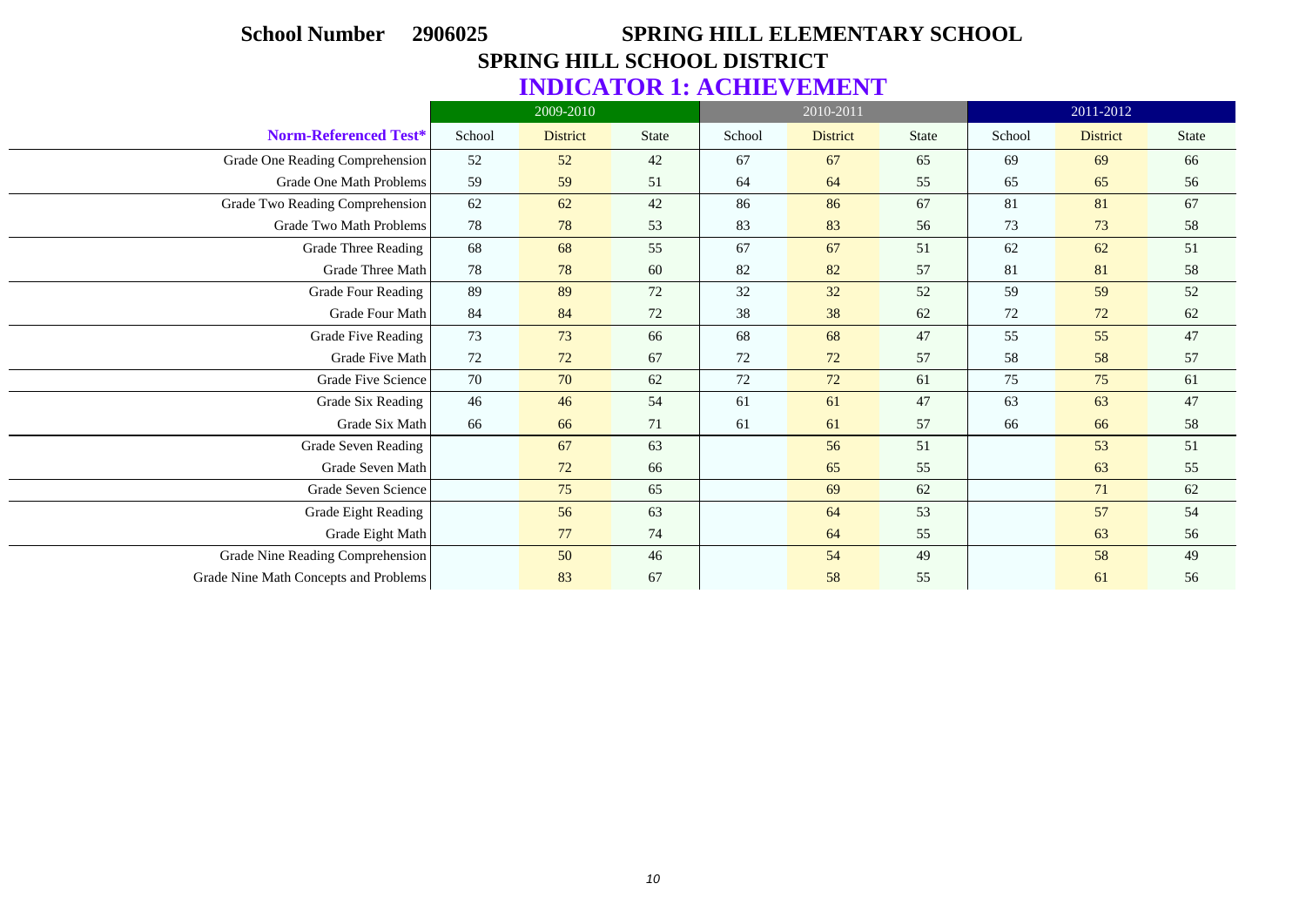**School Number 2906025** **SPRING HILL ELEMENTARY SCHOOL**

**SPRING HILL SCHOOL DISTRICT**

## INDICATOR 1: ACHIEVEMENT

| | 2009-2010 | | | 2010-2011 | | | 2011-2012 | | |
|---|---|---|---|---|---|---|---|---|---|
| **Norm-Referenced Test*** | School | District | State | School | District | State | School | District | State |
| Grade One Reading Comprehension | 52 | 52 | 42 | 67 | 67 | 65 | 69 | 69 | 66 |
| Grade One Math Problems | 59 | 59 | 51 | 64 | 64 | 55 | 65 | 65 | 56 |
| Grade Two Reading Comprehension | 62 | 62 | 42 | 86 | 86 | 67 | 81 | 81 | 67 |
| Grade Two Math Problems | 78 | 78 | 53 | 83 | 83 | 56 | 73 | 73 | 58 |
| Grade Three Reading | 68 | 68 | 55 | 67 | 67 | 51 | 62 | 62 | 51 |
| Grade Three Math | 78 | 78 | 60 | 82 | 82 | 57 | 81 | 81 | 58 |
| Grade Four Reading | 89 | 89 | 72 | 32 | 32 | 52 | 59 | 59 | 52 |
| Grade Four Math | 84 | 84 | 72 | 38 | 38 | 62 | 72 | 72 | 62 |
| Grade Five Reading | 73 | 73 | 66 | 68 | 68 | 47 | 55 | 55 | 47 |
| Grade Five Math | 72 | 72 | 67 | 72 | 72 | 57 | 58 | 58 | 57 |
| Grade Five Science | 70 | 70 | 62 | 72 | 72 | 61 | 75 | 75 | 61 |
| Grade Six Reading | 46 | 46 | 54 | 61 | 61 | 47 | 63 | 63 | 47 |
| Grade Six Math | 66 | 66 | 71 | 61 | 61 | 57 | 66 | 66 | 58 |
| Grade Seven Reading | | 67 | 63 | | 56 | 51 | | 53 | 51 |
| Grade Seven Math | | 72 | 66 | | 65 | 55 | | 63 | 55 |
| Grade Seven Science | | 75 | 65 | | 69 | 62 | | 71 | 62 |
| Grade Eight Reading | | 56 | 63 | | 64 | 53 | | 57 | 54 |
| Grade Eight Math | | 77 | 74 | | 64 | 55 | | 63 | 56 |
| Grade Nine Reading Comprehension | | 50 | 46 | | 54 | 49 | | 58 | 49 |
| Grade Nine Math Concepts and Problems | | 83 | 67 | | 58 | 55 | | 61 | 56 |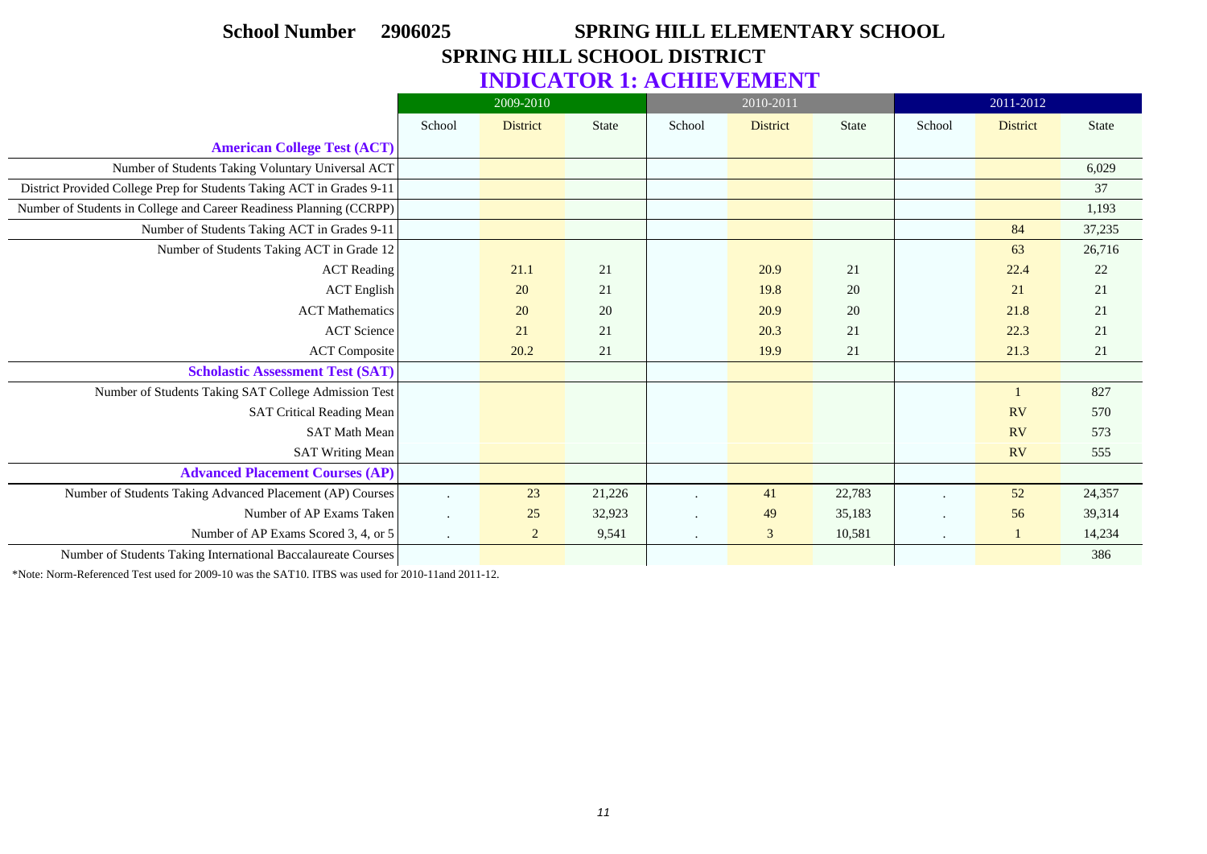**School Number 2906025** **SPRING HILL ELEMENTARY SCHOOL**

**SPRING HILL SCHOOL DISTRICT**

## INDICATOR 1: ACHIEVEMENT

| | 2009-2010 | | | 2010-2011 | | | 2011-2012 | | |
|---|---|---|---|---|---|---|---|---|---|
| | School | District | State | School | District | State | School | District | State |
| **American College Test (ACT)** | | | | | | | | | |
| Number of Students Taking Voluntary Universal ACT | | | | | | | | | 6,029 |
| District Provided College Prep for Students Taking ACT in Grades 9-11 | | | | | | | | | 37 |
| Number of Students in College and Career Readiness Planning (CCRPP) | | | | | | | | | 1,193 |
| Number of Students Taking ACT in Grades 9-11 | | | | | | | | 84 | 37,235 |
| Number of Students Taking ACT in Grade 12 | | | | | | | | 63 | 26,716 |
| ACT Reading | | 21.1 | 21 | | 20.9 | 21 | | 22.4 | 22 |
| ACT English | | 20 | 21 | | 19.8 | 20 | | 21 | 21 |
| ACT Mathematics | | 20 | 20 | | 20.9 | 20 | | 21.8 | 21 |
| ACT Science | | 21 | 21 | | 20.3 | 21 | | 22.3 | 21 |
| ACT Composite | | 20.2 | 21 | | 19.9 | 21 | | 21.3 | 21 |
| **Scholastic Assessment Test (SAT)** | | | | | | | | | |
| Number of Students Taking SAT College Admission Test | | | | | | | | 1 | 827 |
| SAT Critical Reading Mean | | | | | | | | RV | 570 |
| SAT Math Mean | | | | | | | | RV | 573 |
| SAT Writing Mean | | | | | | | | RV | 555 |
| **Advanced Placement Courses (AP)** | | | | | | | | | |
| Number of Students Taking Advanced Placement (AP) Courses | . | 23 | 21,226 | . | 41 | 22,783 | . | 52 | 24,357 |
| Number of AP Exams Taken | . | 25 | 32,923 | . | 49 | 35,183 | . | 56 | 39,314 |
| Number of AP Exams Scored 3, 4, or 5 | . | 2 | 9,541 | . | 3 | 10,581 | . | 1 | 14,234 |
| Number of Students Taking International Baccalaureate Courses | | | | | | | | | 386 |

*Note: Norm-Referenced Test used for 2009-10 was the SAT10. ITBS was used for 2010-11and 2011-12.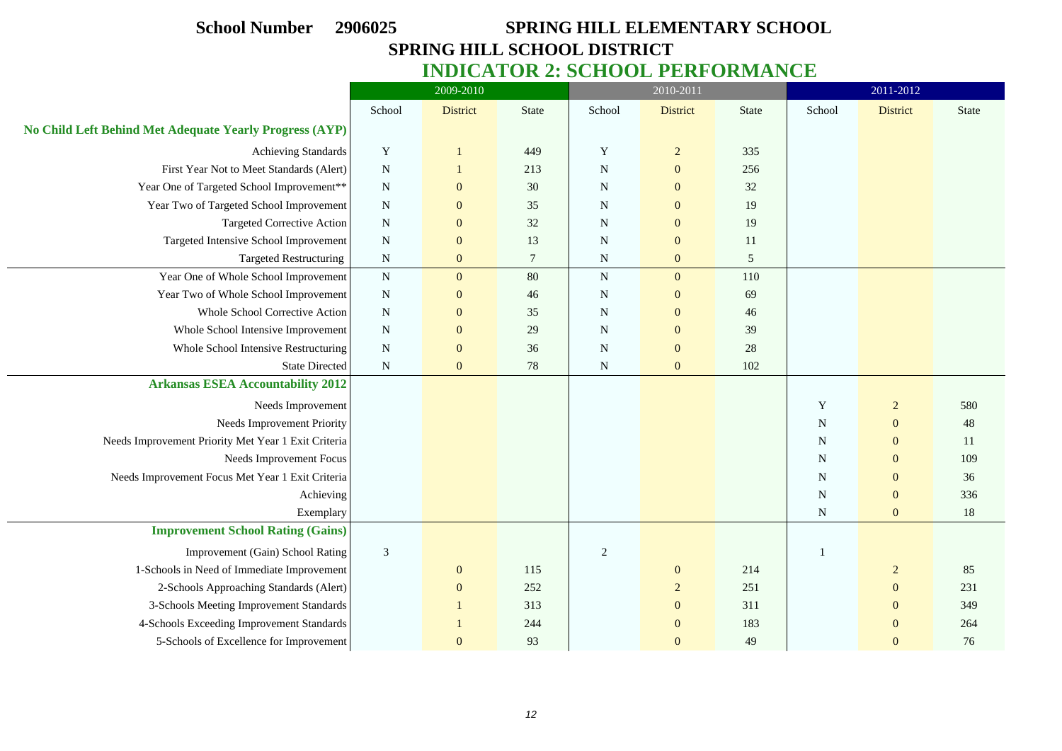**School Number 2906025** **SPRING HILL ELEMENTARY SCHOOL**

**SPRING HILL SCHOOL DISTRICT**

## INDICATOR 2: SCHOOL PERFORMANCE

| | 2009-2010 | | | 2010-2011 | | | 2011-2012 | | |
|---|---|---|---|---|---|---|---|---|---|
| | School | District | State | School | District | State | School | District | State |
| **No Child Left Behind Met Adequate Yearly Progress (AYP)** | | | | | | | | | |
| Achieving Standards | Y | 1 | 449 | Y | 2 | 335 | | | |
| First Year Not to Meet Standards (Alert) | N | 1 | 213 | N | 0 | 256 | | | |
| Year One of Targeted School Improvement** | N | 0 | 30 | N | 0 | 32 | | | |
| Year Two of Targeted School Improvement | N | 0 | 35 | N | 0 | 19 | | | |
| Targeted Corrective Action | N | 0 | 32 | N | 0 | 19 | | | |
| Targeted Intensive School Improvement | N | 0 | 13 | N | 0 | 11 | | | |
| Targeted Restructuring | N | 0 | 7 | N | 0 | 5 | | | |
| Year One of Whole School Improvement | N | 0 | 80 | N | 0 | 110 | | | |
| Year Two of Whole School Improvement | N | 0 | 46 | N | 0 | 69 | | | |
| Whole School Corrective Action | N | 0 | 35 | N | 0 | 46 | | | |
| Whole School Intensive Improvement | N | 0 | 29 | N | 0 | 39 | | | |
| Whole School Intensive Restructuring | N | 0 | 36 | N | 0 | 28 | | | |
| State Directed | N | 0 | 78 | N | 0 | 102 | | | |
| **Arkansas ESEA Accountability 2012** | | | | | | | | | |
| Needs Improvement | | | | | | | Y | 2 | 580 |
| Needs Improvement Priority | | | | | | | N | 0 | 48 |
| Needs Improvement Priority Met Year 1 Exit Criteria | | | | | | | N | 0 | 11 |
| Needs Improvement Focus | | | | | | | N | 0 | 109 |
| Needs Improvement Focus Met Year 1 Exit Criteria | | | | | | | N | 0 | 36 |
| Achieving | | | | | | | N | 0 | 336 |
| Exemplary | | | | | | | N | 0 | 18 |
| **Improvement School Rating (Gains)** | | | | | | | | | |
| Improvement (Gain) School Rating | 3 | | | 2 | | | 1 | | |
| 1-Schools in Need of Immediate Improvement | | 0 | 115 | | 0 | 214 | | 2 | 85 |
| 2-Schools Approaching Standards (Alert) | | 0 | 252 | | 2 | 251 | | 0 | 231 |
| 3-Schools Meeting Improvement Standards | | 1 | 313 | | 0 | 311 | | 0 | 349 |
| 4-Schools Exceeding Improvement Standards | | 1 | 244 | | 0 | 183 | | 0 | 264 |
| 5-Schools of Excellence for Improvement | | 0 | 93 | | 0 | 49 | | 0 | 76 |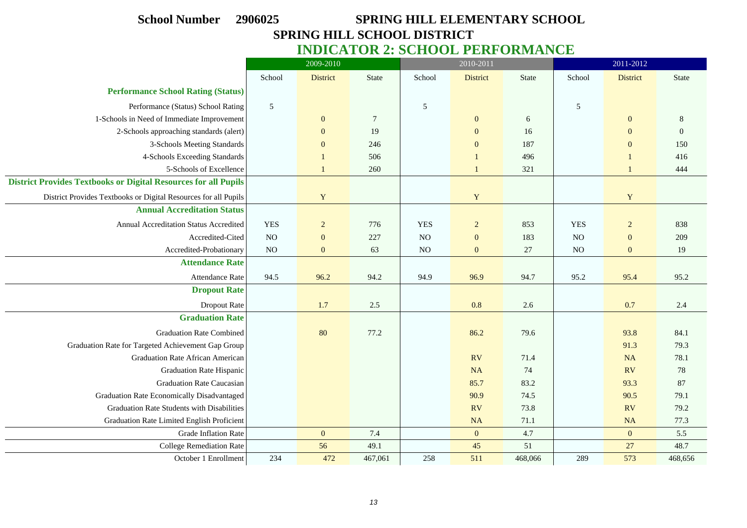**School Number 2906025** **SPRING HILL ELEMENTARY SCHOOL**

**SPRING HILL SCHOOL DISTRICT**

# INDICATOR 2: SCHOOL PERFORMANCE

| | 2009-2010 | | | 2010-2011 | | | 2011-2012 | | |
|---|---|---|---|---|---|---|---|---|---|
| | School | District | State | School | District | State | School | District | State |
| **Performance School Rating (Status)** | | | | | | | | | |
| Performance (Status) School Rating | 5 | | | 5 | | | 5 | | |
| 1-Schools in Need of Immediate Improvement | | 0 | 7 | | 0 | 6 | | 0 | 8 |
| 2-Schools approaching standards (alert) | | 0 | 19 | | 0 | 16 | | 0 | 0 |
| 3-Schools Meeting Standards | | 0 | 246 | | 0 | 187 | | 0 | 150 |
| 4-Schools Exceeding Standards | | 1 | 506 | | 1 | 496 | | 1 | 416 |
| 5-Schools of Excellence | | 1 | 260 | | 1 | 321 | | 1 | 444 |
| **District Provides Textbooks or Digital Resources for all Pupils** | | | | | | | | | |
| District Provides Textbooks or Digital Resources for all Pupils | | Y | | | Y | | | Y | |
| **Annual Accreditation Status** | | | | | | | | | |
| Annual Accreditation Status Accredited | YES | 2 | 776 | YES | 2 | 853 | YES | 2 | 838 |
| Accredited-Cited | NO | 0 | 227 | NO | 0 | 183 | NO | 0 | 209 |
| Accredited-Probationary | NO | 0 | 63 | NO | 0 | 27 | NO | 0 | 19 |
| **Attendance Rate** | | | | | | | | | |
| Attendance Rate | 94.5 | 96.2 | 94.2 | 94.9 | 96.9 | 94.7 | 95.2 | 95.4 | 95.2 |
| **Dropout Rate** | | | | | | | | | |
| Dropout Rate | | 1.7 | 2.5 | | 0.8 | 2.6 | | 0.7 | 2.4 |
| **Graduation Rate** | | | | | | | | | |
| Graduation Rate Combined | | 80 | 77.2 | | 86.2 | 79.6 | | 93.8 | 84.1 |
| Graduation Rate for Targeted Achievement Gap Group | | | | | | | | 91.3 | 79.3 |
| Graduation Rate African American | | | | | RV | 71.4 | | NA | 78.1 |
| Graduation Rate Hispanic | | | | | NA | 74 | | RV | 78 |
| Graduation Rate Caucasian | | | | | 85.7 | 83.2 | | 93.3 | 87 |
| Graduation Rate Economically Disadvantaged | | | | | 90.9 | 74.5 | | 90.5 | 79.1 |
| Graduation Rate Students with Disabilities | | | | | RV | 73.8 | | RV | 79.2 |
| Graduation Rate Limited English Proficient | | | | | NA | 71.1 | | NA | 77.3 |
| Grade Inflation Rate | | 0 | 7.4 | | 0 | 4.7 | | 0 | 5.5 |
| College Remediation Rate | | 56 | 49.1 | | 45 | 51 | | 27 | 48.7 |
| October 1 Enrollment | 234 | 472 | 467,061 | 258 | 511 | 468,066 | 289 | 573 | 468,656 |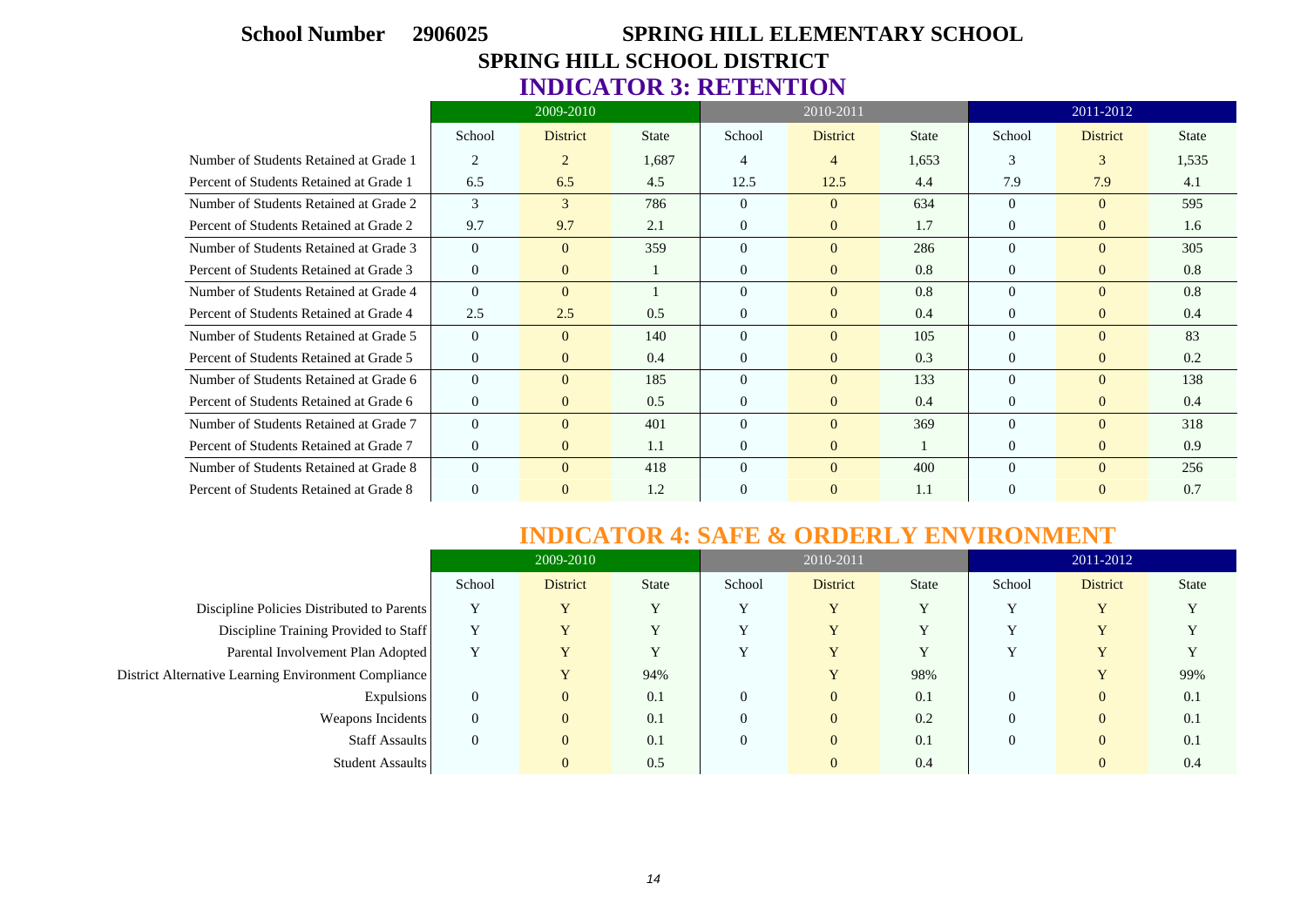**School Number 2906025** **SPRING HILL ELEMENTARY SCHOOL**

**SPRING HILL SCHOOL DISTRICT**

## INDICATOR 3: RETENTION

| | 2009-2010 | | | 2010-2011 | | | 2011-2012 | | |
|---|---|---|---|---|---|---|---|---|---|
| | School | District | State | School | District | State | School | District | State |
| Number of Students Retained at Grade 1 | 2 | 2 | 1,687 | 4 | 4 | 1,653 | 3 | 3 | 1,535 |
| Percent of Students Retained at Grade 1 | 6.5 | 6.5 | 4.5 | 12.5 | 12.5 | 4.4 | 7.9 | 7.9 | 4.1 |
| Number of Students Retained at Grade 2 | 3 | 3 | 786 | 0 | 0 | 634 | 0 | 0 | 595 |
| Percent of Students Retained at Grade 2 | 9.7 | 9.7 | 2.1 | 0 | 0 | 1.7 | 0 | 0 | 1.6 |
| Number of Students Retained at Grade 3 | 0 | 0 | 359 | 0 | 0 | 286 | 0 | 0 | 305 |
| Percent of Students Retained at Grade 3 | 0 | 0 | 1 | 0 | 0 | 0.8 | 0 | 0 | 0.8 |
| Number of Students Retained at Grade 4 | 0 | 0 | 1 | 0 | 0 | 0.8 | 0 | 0 | 0.8 |
| Percent of Students Retained at Grade 4 | 2.5 | 2.5 | 0.5 | 0 | 0 | 0.4 | 0 | 0 | 0.4 |
| Number of Students Retained at Grade 5 | 0 | 0 | 140 | 0 | 0 | 105 | 0 | 0 | 83 |
| Percent of Students Retained at Grade 5 | 0 | 0 | 0.4 | 0 | 0 | 0.3 | 0 | 0 | 0.2 |
| Number of Students Retained at Grade 6 | 0 | 0 | 185 | 0 | 0 | 133 | 0 | 0 | 138 |
| Percent of Students Retained at Grade 6 | 0 | 0 | 0.5 | 0 | 0 | 0.4 | 0 | 0 | 0.4 |
| Number of Students Retained at Grade 7 | 0 | 0 | 401 | 0 | 0 | 369 | 0 | 0 | 318 |
| Percent of Students Retained at Grade 7 | 0 | 0 | 1.1 | 0 | 0 | 1 | 0 | 0 | 0.9 |
| Number of Students Retained at Grade 8 | 0 | 0 | 418 | 0 | 0 | 400 | 0 | 0 | 256 |
| Percent of Students Retained at Grade 8 | 0 | 0 | 1.2 | 0 | 0 | 1.1 | 0 | 0 | 0.7 |

## INDICATOR 4: SAFE & ORDERLY ENVIRONMENT

| | 2009-2010 | | | 2010-2011 | | | 2011-2012 | | |
|---|---|---|---|---|---|---|---|---|---|
| | School | District | State | School | District | State | School | District | State |
| Discipline Policies Distributed to Parents | Y | Y | Y | Y | Y | Y | Y | Y | Y |
| Discipline Training Provided to Staff | Y | Y | Y | Y | Y | Y | Y | Y | Y |
| Parental Involvement Plan Adopted | Y | Y | Y | Y | Y | Y | Y | Y | Y |
| District Alternative Learning Environment Compliance | | Y | 94% | | Y | 98% | | Y | 99% |
| Expulsions | 0 | 0 | 0.1 | 0 | 0 | 0.1 | 0 | 0 | 0.1 |
| Weapons Incidents | 0 | 0 | 0.1 | 0 | 0 | 0.2 | 0 | 0 | 0.1 |
| Staff Assaults | 0 | 0 | 0.1 | 0 | 0 | 0.1 | 0 | 0 | 0.1 |
| Student Assaults | | 0 | 0.5 | | 0 | 0.4 | | 0 | 0.4 |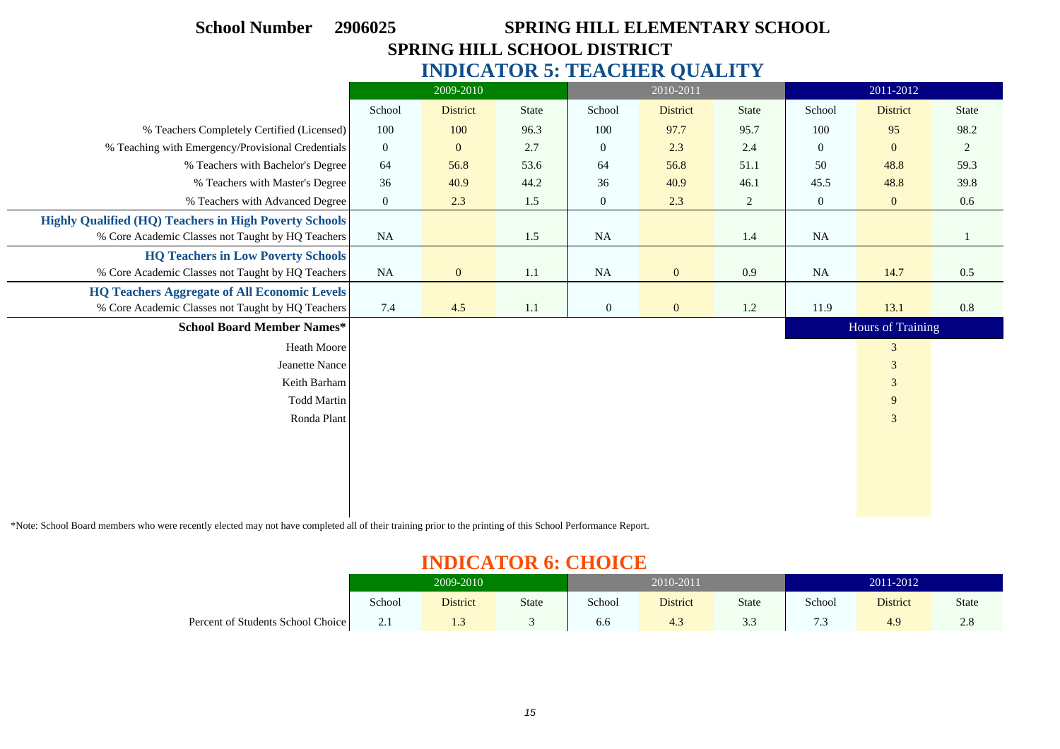**School Number 2906025** **SPRING HILL ELEMENTARY SCHOOL**

**SPRING HILL SCHOOL DISTRICT**

## INDICATOR 5: TEACHER QUALITY

| | 2009-2010 | | | 2010-2011 | | | 2011-2012 | | |
|---|---|---|---|---|---|---|---|---|---|
| | School | District | State | School | District | State | School | District | State |
| % Teachers Completely Certified (Licensed) | 100 | 100 | 96.3 | 100 | 97.7 | 95.7 | 100 | 95 | 98.2 |
| % Teaching with Emergency/Provisional Credentials | 0 | 0 | 2.7 | 0 | 2.3 | 2.4 | 0 | 0 | 2 |
| % Teachers with Bachelor's Degree | 64 | 56.8 | 53.6 | 64 | 56.8 | 51.1 | 50 | 48.8 | 59.3 |
| % Teachers with Master's Degree | 36 | 40.9 | 44.2 | 36 | 40.9 | 46.1 | 45.5 | 48.8 | 39.8 |
| % Teachers with Advanced Degree | 0 | 2.3 | 1.5 | 0 | 2.3 | 2 | 0 | 0 | 0.6 |
| **Highly Qualified (HQ) Teachers in High Poverty Schools** | | | | | | | | | |
| % Core Academic Classes not Taught by HQ Teachers | NA | | 1.5 | NA | | 1.4 | NA | | 1 |
| **HQ Teachers in Low Poverty Schools** | | | | | | | | | |
| % Core Academic Classes not Taught by HQ Teachers | NA | 0 | 1.1 | NA | 0 | 0.9 | NA | 14.7 | 0.5 |
| **HQ Teachers Aggregate of All Economic Levels** | | | | | | | | | |
| % Core Academic Classes not Taught by HQ Teachers | 7.4 | 4.5 | 1.1 | 0 | 0 | 1.2 | 11.9 | 13.1 | 0.8 |

| School Board Member Names* | Hours of Training |
|---|---|
| Heath Moore | 3 |
| Jeanette Nance | 3 |
| Keith Barham | 3 |
| Todd Martin | 9 |
| Ronda Plant | 3 |

*Note: School Board members who were recently elected may not have completed all of their training prior to the printing of this School Performance Report.

## INDICATOR 6: CHOICE

| | 2009-2010 | | | 2010-2011 | | | 2011-2012 | | |
|---|---|---|---|---|---|---|---|---|---|
| | School | District | State | School | District | State | School | District | State |
| Percent of Students School Choice | 2.1 | 1.3 | 3 | 6.6 | 4.3 | 3.3 | 7.3 | 4.9 | 2.8 |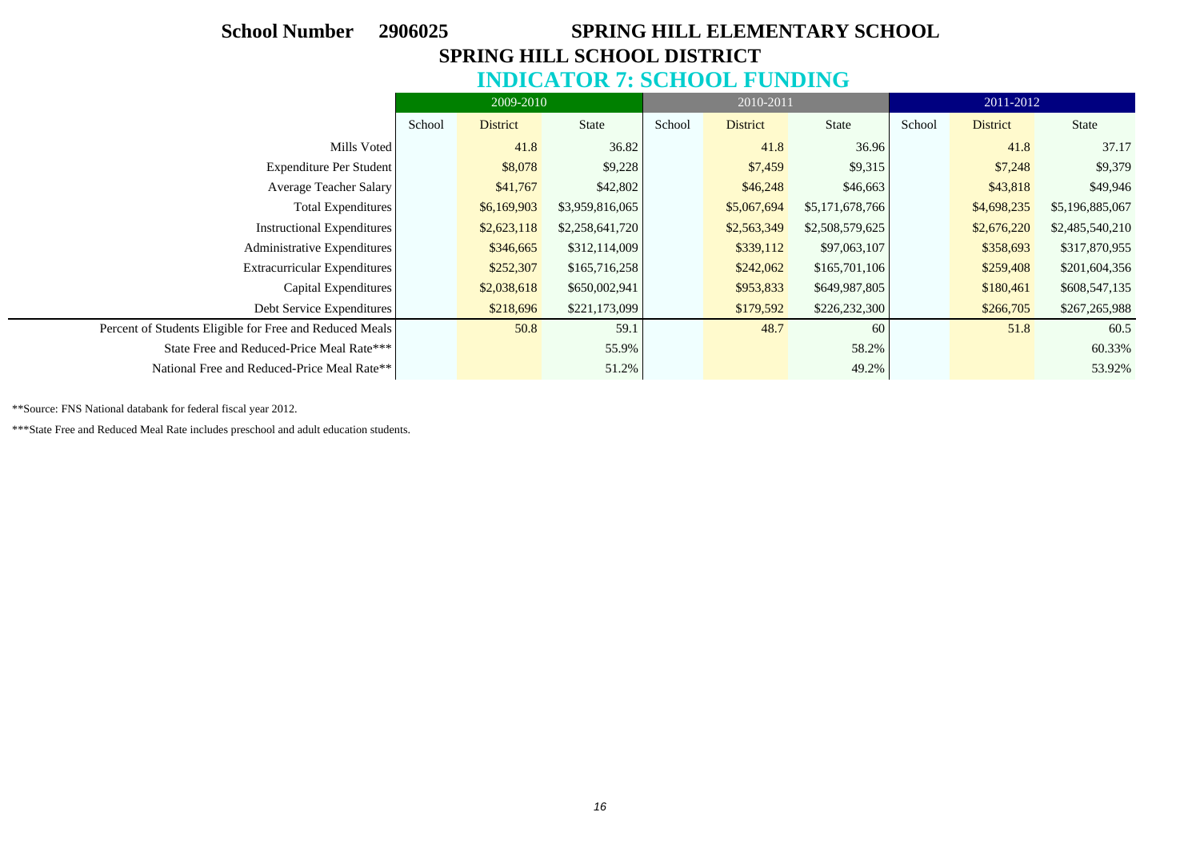**School Number 2906025** **SPRING HILL ELEMENTARY SCHOOL**

**SPRING HILL SCHOOL DISTRICT**

## INDICATOR 7: SCHOOL FUNDING

| | 2009-2010 | | | 2010-2011 | | | 2011-2012 | | |
|---|---|---|---|---|---|---|---|---|---|
| | School | District | State | School | District | State | School | District | State |
| Mills Voted | | 41.8 | 36.82 | | 41.8 | 36.96 | | 41.8 | 37.17 |
| Expenditure Per Student | | $8,078 | $9,228 | | $7,459 | $9,315 | | $7,248 | $9,379 |
| Average Teacher Salary | | $41,767 | $42,802 | | $46,248 | $46,663 | | $43,818 | $49,946 |
| Total Expenditures | | $6,169,903 | $3,959,816,065 | | $5,067,694 | $5,171,678,766 | | $4,698,235 | $5,196,885,067 |
| Instructional Expenditures | | $2,623,118 | $2,258,641,720 | | $2,563,349 | $2,508,579,625 | | $2,676,220 | $2,485,540,210 |
| Administrative Expenditures | | $346,665 | $312,114,009 | | $339,112 | $97,063,107 | | $358,693 | $317,870,955 |
| Extracurricular Expenditures | | $252,307 | $165,716,258 | | $242,062 | $165,701,106 | | $259,408 | $201,604,356 |
| Capital Expenditures | | $2,038,618 | $650,002,941 | | $953,833 | $649,987,805 | | $180,461 | $608,547,135 |
| Debt Service Expenditures | | $218,696 | $221,173,099 | | $179,592 | $226,232,300 | | $266,705 | $267,265,988 |
| Percent of Students Eligible for Free and Reduced Meals | | 50.8 | 59.1 | | 48.7 | 60 | | 51.8 | 60.5 |
| State Free and Reduced-Price Meal Rate*** | | | 55.9% | | | 58.2% | | | 60.33% |
| National Free and Reduced-Price Meal Rate** | | | 51.2% | | | 49.2% | | | 53.92% |

**Source: FNS National databank for federal fiscal year 2012.

***State Free and Reduced Meal Rate includes preschool and adult education students.